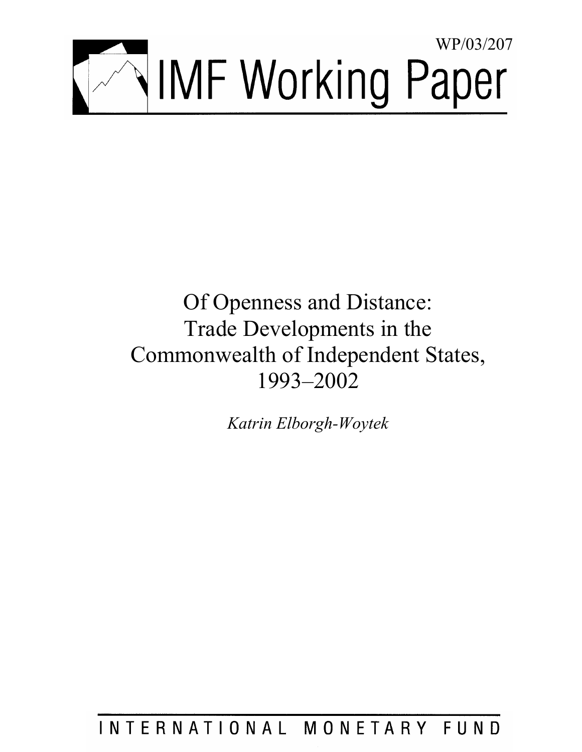WP/03/207

# IMF Working Paper

## Of Openness and Distance: Trade Developments in the Commonwealth of Independent States, 1993–2002

*Katrin Elborgh-Woytek*

INTERNATIONAL MONETARY FUND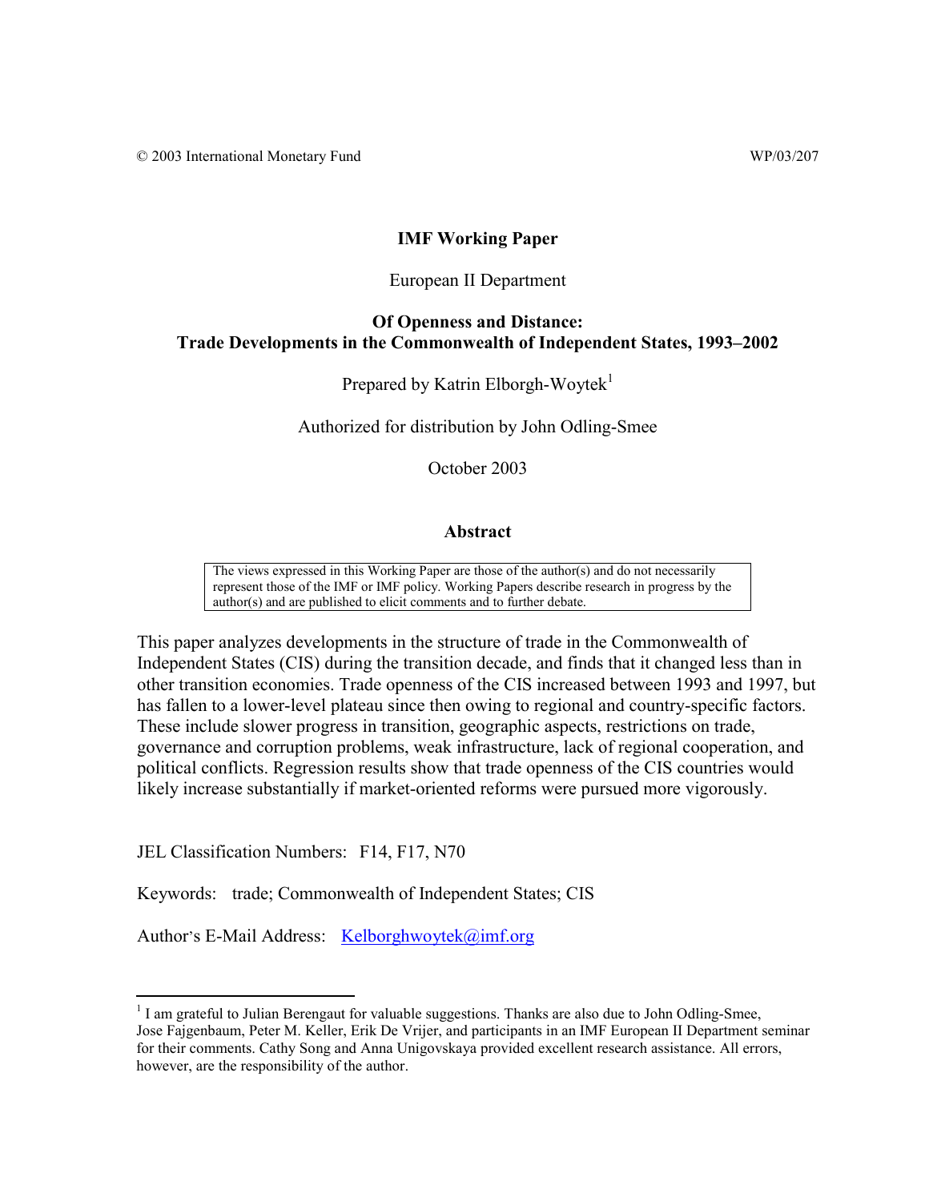© 2003 International Monetary Fund WP/03/207

# IMF Working Paper

European II Department

## Of Openness and Distance: Trade Developments in the Commonwealth of Independent States, 1993–2002

Prepared by Katrin Elborgh-Woytek[1]

Authorized for distribution by John Odling-Smee

October 2003

### Abstract

The views expressed in this Working Paper are those of the author(s) and do not necessarily represent those of the IMF or IMF policy. Working Papers describe research in progress by the author(s) and are published to elicit comments and to further debate.

This paper analyzes developments in the structure of trade in the Commonwealth of Independent States (CIS) during the transition decade, and finds that it changed less than in other transition economies. Trade openness of the CIS increased between 1993 and 1997, but has fallen to a lower-level plateau since then owing to regional and country-specific factors. These include slower progress in transition, geographic aspects, restrictions on trade, governance and corruption problems, weak infrastructure, lack of regional cooperation, and political conflicts. Regression results show that trade openness of the CIS countries would likely increase substantially if market-oriented reforms were pursued more vigorously.

JEL Classification Numbers: F14, F17, N70

Keywords: trade; Commonwealth of Independent States; CIS

Author's E-Mail Address: Kelborghwoytek@imf.org

[1] I am grateful to Julian Berengaut for valuable suggestions. Thanks are also due to John Odling-Smee, Jose Fajgenbaum, Peter M. Keller, Erik De Vrijer, and participants in an IMF European II Department seminar for their comments. Cathy Song and Anna Unigovskaya provided excellent research assistance. All errors, however, are the responsibility of the author.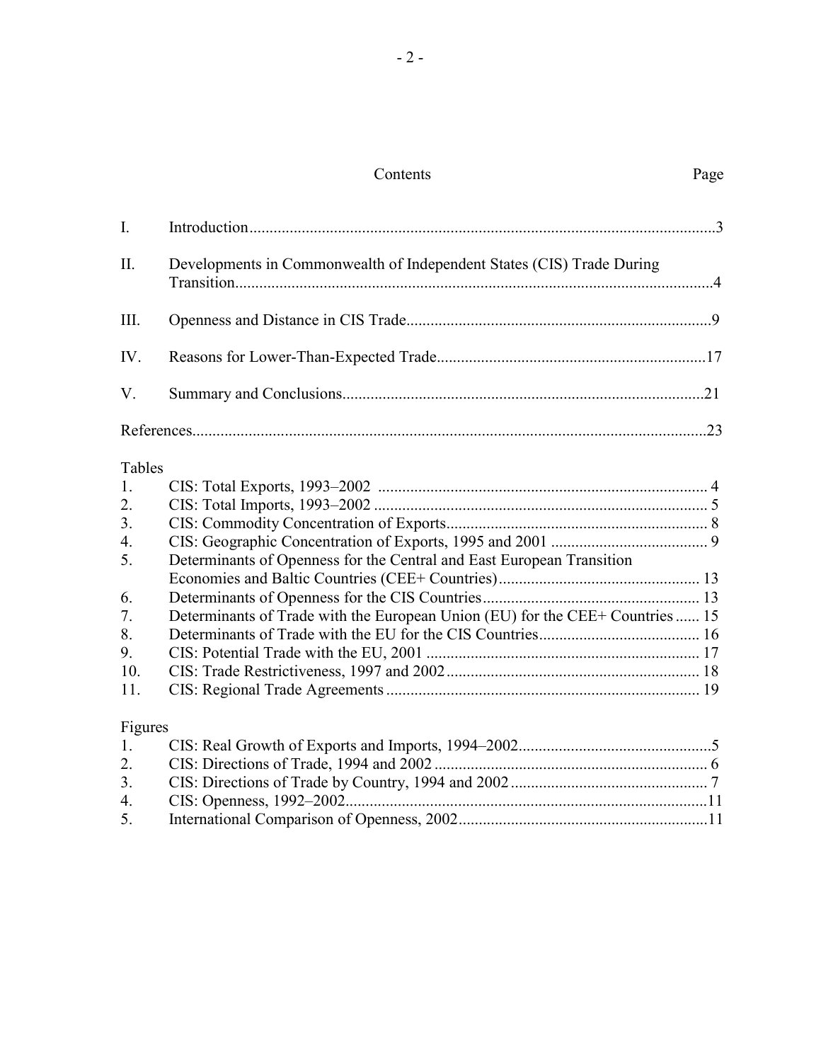## Contents

| | | Page |
|---|---|---|
| I. | Introduction | 3 |
| II. | Developments in Commonwealth of Independent States (CIS) Trade During Transition | 4 |
| III. | Openness and Distance in CIS Trade | 9 |
| IV. | Reasons for Lower-Than-Expected Trade | 17 |
| V. | Summary and Conclusions | 21 |
| | References | 23 |

**Tables**

| | | |
|---|---|---|
| 1. | CIS: Total Exports, 1993–2002 | 4 |
| 2. | CIS: Total Imports, 1993–2002 | 5 |
| 3. | CIS: Commodity Concentration of Exports | 8 |
| 4. | CIS: Geographic Concentration of Exports, 1995 and 2001 | 9 |
| 5. | Determinants of Openness for the Central and East European Transition Economies and Baltic Countries (CEE+ Countries) | 13 |
| 6. | Determinants of Openness for the CIS Countries | 13 |
| 7. | Determinants of Trade with the European Union (EU) for the CEE+ Countries | 15 |
| 8. | Determinants of Trade with the EU for the CIS Countries | 16 |
| 9. | CIS: Potential Trade with the EU, 2001 | 17 |
| 10. | CIS: Trade Restrictiveness, 1997 and 2002 | 18 |
| 11. | CIS: Regional Trade Agreements | 19 |

**Figures**

| | | |
|---|---|---|
| 1. | CIS: Real Growth of Exports and Imports, 1994–2002 | 5 |
| 2. | CIS: Directions of Trade, 1994 and 2002 | 6 |
| 3. | CIS: Directions of Trade by Country, 1994 and 2002 | 7 |
| 4. | CIS: Openness, 1992–2002 | 11 |
| 5. | International Comparison of Openness, 2002 | 11 |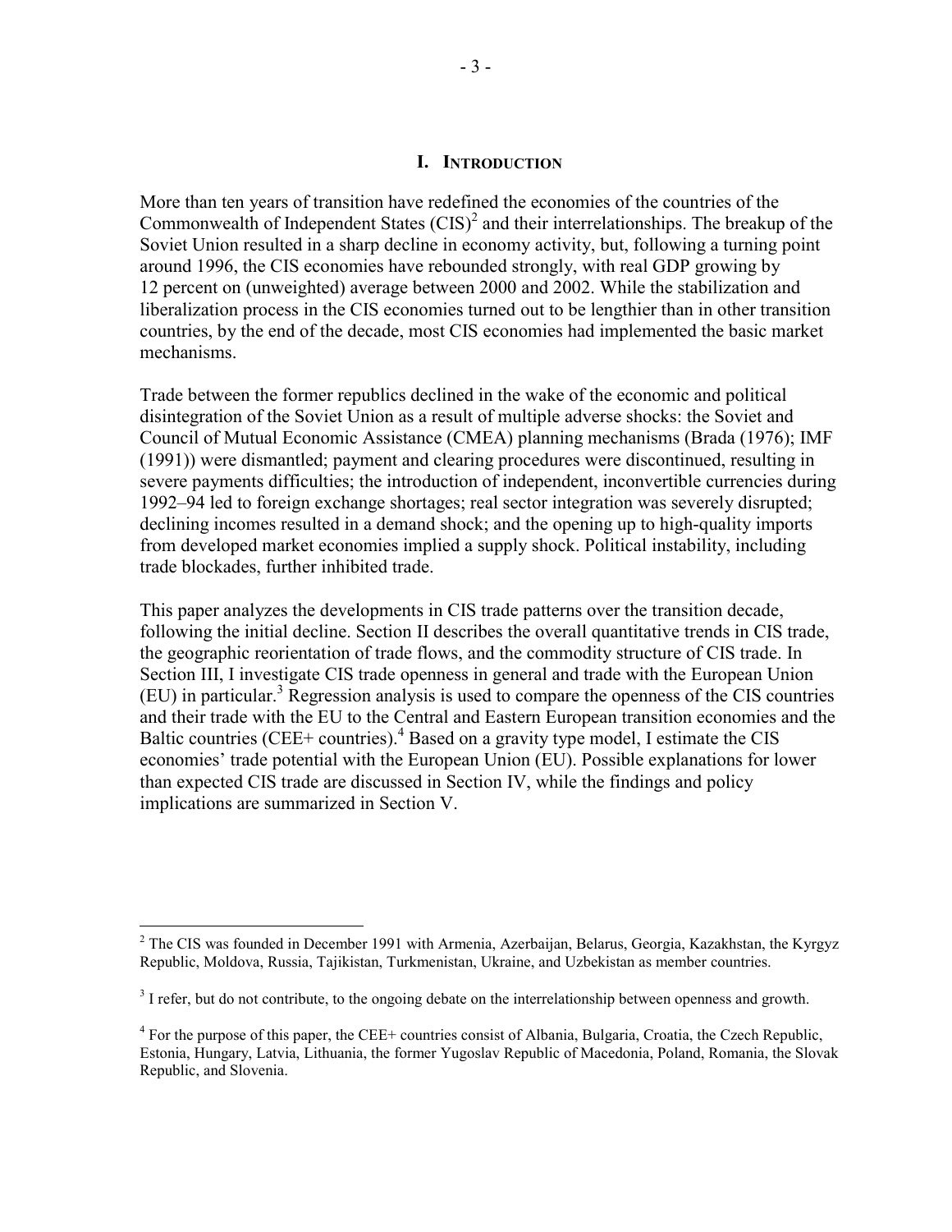# I. INTRODUCTION

More than ten years of transition have redefined the economies of the countries of the Commonwealth of Independent States (CIS)[2] and their interrelationships. The breakup of the Soviet Union resulted in a sharp decline in economy activity, but, following a turning point around 1996, the CIS economies have rebounded strongly, with real GDP growing by 12 percent on (unweighted) average between 2000 and 2002. While the stabilization and liberalization process in the CIS economies turned out to be lengthier than in other transition countries, by the end of the decade, most CIS economies had implemented the basic market mechanisms.

Trade between the former republics declined in the wake of the economic and political disintegration of the Soviet Union as a result of multiple adverse shocks: the Soviet and Council of Mutual Economic Assistance (CMEA) planning mechanisms (Brada (1976); IMF (1991)) were dismantled; payment and clearing procedures were discontinued, resulting in severe payments difficulties; the introduction of independent, inconvertible currencies during 1992–94 led to foreign exchange shortages; real sector integration was severely disrupted; declining incomes resulted in a demand shock; and the opening up to high-quality imports from developed market economies implied a supply shock. Political instability, including trade blockades, further inhibited trade.

This paper analyzes the developments in CIS trade patterns over the transition decade, following the initial decline. Section II describes the overall quantitative trends in CIS trade, the geographic reorientation of trade flows, and the commodity structure of CIS trade. In Section III, I investigate CIS trade openness in general and trade with the European Union (EU) in particular.[3] Regression analysis is used to compare the openness of the CIS countries and their trade with the EU to the Central and Eastern European transition economies and the Baltic countries (CEE+ countries).[4] Based on a gravity type model, I estimate the CIS economies' trade potential with the European Union (EU). Possible explanations for lower than expected CIS trade are discussed in Section IV, while the findings and policy implications are summarized in Section V.

---

[2] The CIS was founded in December 1991 with Armenia, Azerbaijan, Belarus, Georgia, Kazakhstan, the Kyrgyz Republic, Moldova, Russia, Tajikistan, Turkmenistan, Ukraine, and Uzbekistan as member countries.

[3] I refer, but do not contribute, to the ongoing debate on the interrelationship between openness and growth.

[4] For the purpose of this paper, the CEE+ countries consist of Albania, Bulgaria, Croatia, the Czech Republic, Estonia, Hungary, Latvia, Lithuania, the former Yugoslav Republic of Macedonia, Poland, Romania, the Slovak Republic, and Slovenia.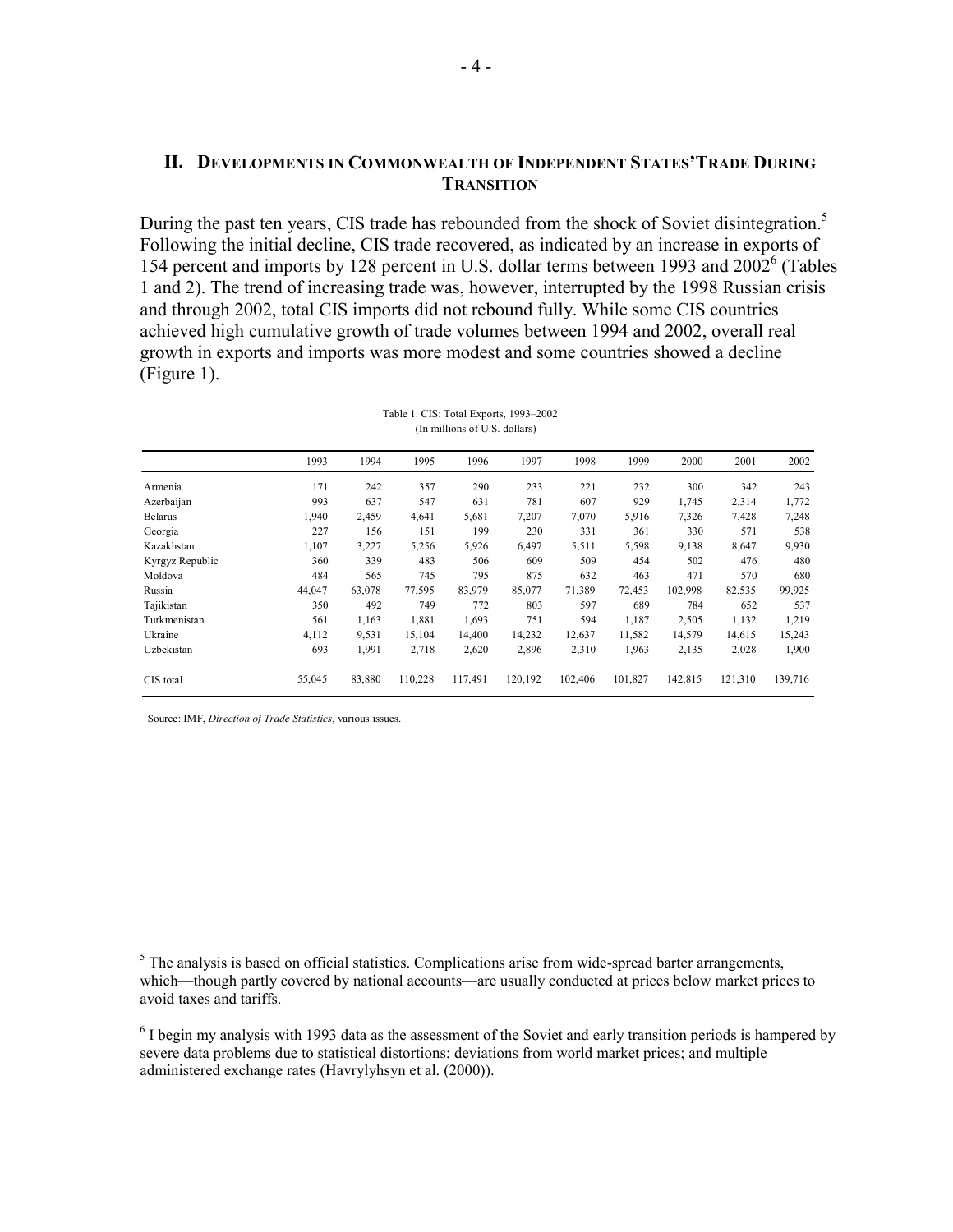## II. Developments in Commonwealth of Independent States' Trade During Transition

During the past ten years, CIS trade has rebounded from the shock of Soviet disintegration.[5] Following the initial decline, CIS trade recovered, as indicated by an increase in exports of 154 percent and imports by 128 percent in U.S. dollar terms between 1993 and 2002[6] (Tables 1 and 2). The trend of increasing trade was, however, interrupted by the 1998 Russian crisis and through 2002, total CIS imports did not rebound fully. While some CIS countries achieved high cumulative growth of trade volumes between 1994 and 2002, overall real growth in exports and imports was more modest and some countries showed a decline (Figure 1).

Table 1. CIS: Total Exports, 1993–2002
(In millions of U.S. dollars)

| | 1993 | 1994 | 1995 | 1996 | 1997 | 1998 | 1999 | 2000 | 2001 | 2002 |
|---|---|---|---|---|---|---|---|---|---|---|
| Armenia | 171 | 242 | 357 | 290 | 233 | 221 | 232 | 300 | 342 | 243 |
| Azerbaijan | 993 | 637 | 547 | 631 | 781 | 607 | 929 | 1,745 | 2,314 | 1,772 |
| Belarus | 1,940 | 2,459 | 4,641 | 5,681 | 7,207 | 7,070 | 5,916 | 7,326 | 7,428 | 7,248 |
| Georgia | 227 | 156 | 151 | 199 | 230 | 331 | 361 | 330 | 571 | 538 |
| Kazakhstan | 1,107 | 3,227 | 5,256 | 5,926 | 6,497 | 5,511 | 5,598 | 9,138 | 8,647 | 9,930 |
| Kyrgyz Republic | 360 | 339 | 483 | 506 | 609 | 509 | 454 | 502 | 476 | 480 |
| Moldova | 484 | 565 | 745 | 795 | 875 | 632 | 463 | 471 | 570 | 680 |
| Russia | 44,047 | 63,078 | 77,595 | 83,979 | 85,077 | 71,389 | 72,453 | 102,998 | 82,535 | 99,925 |
| Tajikistan | 350 | 492 | 749 | 772 | 803 | 597 | 689 | 784 | 652 | 537 |
| Turkmenistan | 561 | 1,163 | 1,881 | 1,693 | 751 | 594 | 1,187 | 2,505 | 1,132 | 1,219 |
| Ukraine | 4,112 | 9,531 | 15,104 | 14,400 | 14,232 | 12,637 | 11,582 | 14,579 | 14,615 | 15,243 |
| Uzbekistan | 693 | 1,991 | 2,718 | 2,620 | 2,896 | 2,310 | 1,963 | 2,135 | 2,028 | 1,900 |
| CIS total | 55,045 | 83,880 | 110,228 | 117,491 | 120,192 | 102,406 | 101,827 | 142,815 | 121,310 | 139,716 |

Source: IMF, *Direction of Trade Statistics*, various issues.

[5] The analysis is based on official statistics. Complications arise from wide-spread barter arrangements, which—though partly covered by national accounts—are usually conducted at prices below market prices to avoid taxes and tariffs.

[6] I begin my analysis with 1993 data as the assessment of the Soviet and early transition periods is hampered by severe data problems due to statistical distortions; deviations from world market prices; and multiple administered exchange rates (Havrylyhsyn et al. (2000)).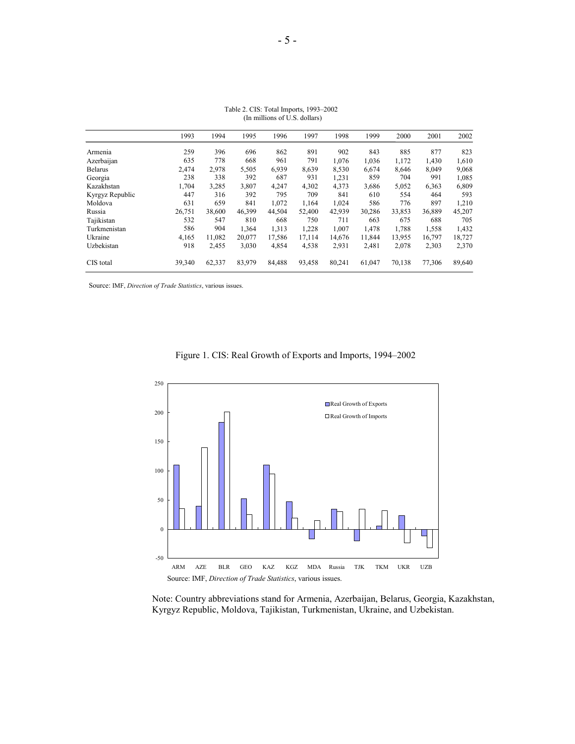Table 2. CIS: Total Imports, 1993–2002
(In millions of U.S. dollars)

| | 1993 | 1994 | 1995 | 1996 | 1997 | 1998 | 1999 | 2000 | 2001 | 2002 |
|---|---|---|---|---|---|---|---|---|---|---|
| Armenia | 259 | 396 | 696 | 862 | 891 | 902 | 843 | 885 | 877 | 823 |
| Azerbaijan | 635 | 778 | 668 | 961 | 791 | 1,076 | 1,036 | 1,172 | 1,430 | 1,610 |
| Belarus | 2,474 | 2,978 | 5,505 | 6,939 | 8,639 | 8,530 | 6,674 | 8,646 | 8,049 | 9,068 |
| Georgia | 238 | 338 | 392 | 687 | 931 | 1,231 | 859 | 704 | 991 | 1,085 |
| Kazakhstan | 1,704 | 3,285 | 3,807 | 4,247 | 4,302 | 4,373 | 3,686 | 5,052 | 6,363 | 6,809 |
| Kyrgyz Republic | 447 | 316 | 392 | 795 | 709 | 841 | 610 | 554 | 464 | 593 |
| Moldova | 631 | 659 | 841 | 1,072 | 1,164 | 1,024 | 586 | 776 | 897 | 1,210 |
| Russia | 26,751 | 38,600 | 46,399 | 44,504 | 52,400 | 42,939 | 30,286 | 33,853 | 36,889 | 45,207 |
| Tajikistan | 532 | 547 | 810 | 668 | 750 | 711 | 663 | 675 | 688 | 705 |
| Turkmenistan | 586 | 904 | 1,364 | 1,313 | 1,228 | 1,007 | 1,478 | 1,788 | 1,558 | 1,432 |
| Ukraine | 4,165 | 11,082 | 20,077 | 17,586 | 17,114 | 14,676 | 11,844 | 13,955 | 16,797 | 18,727 |
| Uzbekistan | 918 | 2,455 | 3,030 | 4,854 | 4,538 | 2,931 | 2,481 | 2,078 | 2,303 | 2,370 |
| CIS total | 39,340 | 62,337 | 83,979 | 84,488 | 93,458 | 80,241 | 61,047 | 70,138 | 77,306 | 89,640 |

Source: IMF, *Direction of Trade Statistics*, various issues.

Figure 1. CIS: Real Growth of Exports and Imports, 1994–2002

Source: IMF, *Direction of Trade Statistics*, various issues.

Note: Country abbreviations stand for Armenia, Azerbaijan, Belarus, Georgia, Kazakhstan, Kyrgyz Republic, Moldova, Tajikistan, Turkmenistan, Ukraine, and Uzbekistan.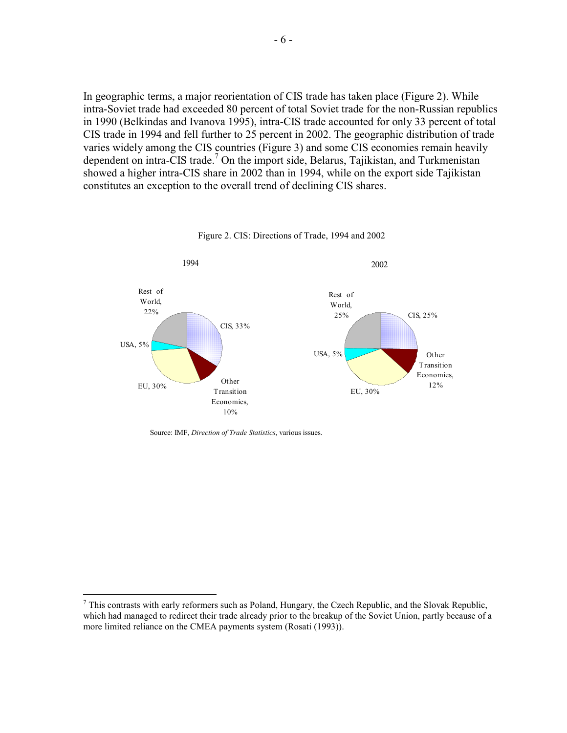In geographic terms, a major reorientation of CIS trade has taken place (Figure 2). While intra-Soviet trade had exceeded 80 percent of total Soviet trade for the non-Russian republics in 1990 (Belkindas and Ivanova 1995), intra-CIS trade accounted for only 33 percent of total CIS trade in 1994 and fell further to 25 percent in 2002. The geographic distribution of trade varies widely among the CIS countries (Figure 3) and some CIS economies remain heavily dependent on intra-CIS trade.[7] On the import side, Belarus, Tajikistan, and Turkmenistan showed a higher intra-CIS share in 2002 than in 1994, while on the export side Tajikistan constitutes an exception to the overall trend of declining CIS shares.

Figure 2. CIS: Directions of Trade, 1994 and 2002

1994

| Region | Share |
|---|---|
| CIS | 33% |
| Other Transition Economies | 10% |
| EU | 30% |
| USA | 5% |
| Rest of World | 22% |

2002

| Region | Share |
|---|---|
| CIS | 25% |
| Other Transition Economies | 12% |
| EU | 30% |
| USA | 5% |
| Rest of World | 25% |

Source: IMF, *Direction of Trade Statistics*, various issues.

[7] This contrasts with early reformers such as Poland, Hungary, the Czech Republic, and the Slovak Republic, which had managed to redirect their trade already prior to the breakup of the Soviet Union, partly because of a more limited reliance on the CMEA payments system (Rosati (1993)).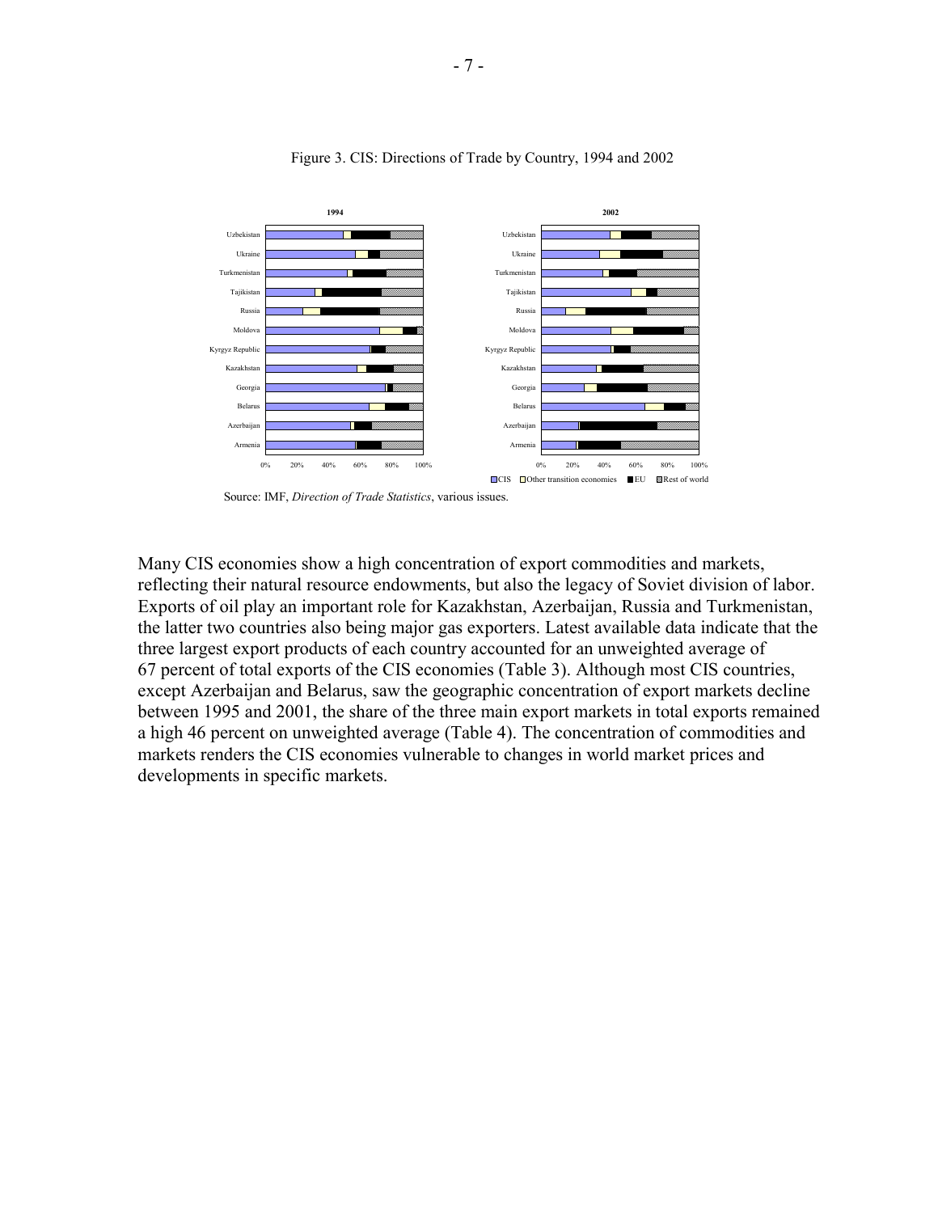Figure 3. CIS: Directions of Trade by Country, 1994 and 2002

Source: IMF, *Direction of Trade Statistics*, various issues.

Many CIS economies show a high concentration of export commodities and markets, reflecting their natural resource endowments, but also the legacy of Soviet division of labor. Exports of oil play an important role for Kazakhstan, Azerbaijan, Russia and Turkmenistan, the latter two countries also being major gas exporters. Latest available data indicate that the three largest export products of each country accounted for an unweighted average of 67 percent of total exports of the CIS economies (Table 3). Although most CIS countries, except Azerbaijan and Belarus, saw the geographic concentration of export markets decline between 1995 and 2001, the share of the three main export markets in total exports remained a high 46 percent on unweighted average (Table 4). The concentration of commodities and markets renders the CIS economies vulnerable to changes in world market prices and developments in specific markets.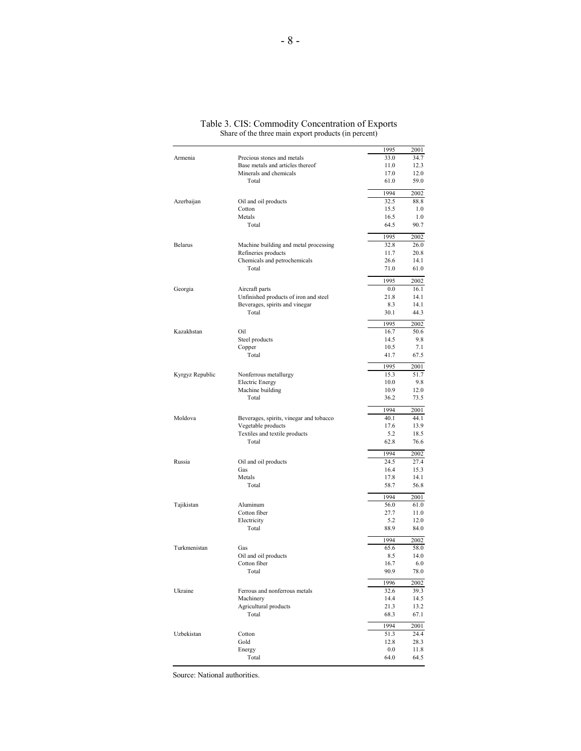Table 3. CIS: Commodity Concentration of Exports
Share of the three main export products (in percent)

| | | | |
|---|---|---|---|
| | | 1995 | 2001 |
| Armenia | Precious stones and metals | 33.0 | 34.7 |
| | Base metals and articles thereof | 11.0 | 12.3 |
| | Minerals and chemicals | 17.0 | 12.0 |
| | Total | 61.0 | 59.0 |
| | | 1994 | 2002 |
| Azerbaijan | Oil and oil products | 32.5 | 88.8 |
| | Cotton | 15.5 | 1.0 |
| | Metals | 16.5 | 1.0 |
| | Total | 64.5 | 90.7 |
| | | 1995 | 2002 |
| Belarus | Machine building and metal processing | 32.8 | 26.0 |
| | Refineries products | 11.7 | 20.8 |
| | Chemicals and petrochemicals | 26.6 | 14.1 |
| | Total | 71.0 | 61.0 |
| | | 1995 | 2002 |
| Georgia | Aircraft parts | 0.0 | 16.1 |
| | Unfinished products of iron and steel | 21.8 | 14.1 |
| | Beverages, spirits and vinegar | 8.3 | 14.1 |
| | Total | 30.1 | 44.3 |
| | | 1995 | 2002 |
| Kazakhstan | Oil | 16.7 | 50.6 |
| | Steel products | 14.5 | 9.8 |
| | Copper | 10.5 | 7.1 |
| | Total | 41.7 | 67.5 |
| | | 1995 | 2001 |
| Kyrgyz Republic | Nonferrous metallurgy | 15.3 | 51.7 |
| | Electric Energy | 10.0 | 9.8 |
| | Machine building | 10.9 | 12.0 |
| | Total | 36.2 | 73.5 |
| | | 1994 | 2001 |
| Moldova | Beverages, spirits, vinegar and tobacco | 40.1 | 44.1 |
| | Vegetable products | 17.6 | 13.9 |
| | Textiles and textile products | 5.2 | 18.5 |
| | Total | 62.8 | 76.6 |
| | | 1994 | 2002 |
| Russia | Oil and oil products | 24.5 | 27.4 |
| | Gas | 16.4 | 15.3 |
| | Metals | 17.8 | 14.1 |
| | Total | 58.7 | 56.8 |
| | | 1994 | 2001 |
| Tajikistan | Aluminum | 56.0 | 61.0 |
| | Cotton fiber | 27.7 | 11.0 |
| | Electricity | 5.2 | 12.0 |
| | Total | 88.9 | 84.0 |
| | | 1994 | 2002 |
| Turkmenistan | Gas | 65.6 | 58.0 |
| | Oil and oil products | 8.5 | 14.0 |
| | Cotton fiber | 16.7 | 6.0 |
| | Total | 90.9 | 78.0 |
| | | 1996 | 2002 |
| Ukraine | Ferrous and nonferrous metals | 32.6 | 39.3 |
| | Machinery | 14.4 | 14.5 |
| | Agricultural products | 21.3 | 13.2 |
| | Total | 68.3 | 67.1 |
| | | 1994 | 2001 |
| Uzbekistan | Cotton | 51.3 | 24.4 |
| | Gold | 12.8 | 28.3 |
| | Energy | 0.0 | 11.8 |
| | Total | 64.0 | 64.5 |

Source: National authorities.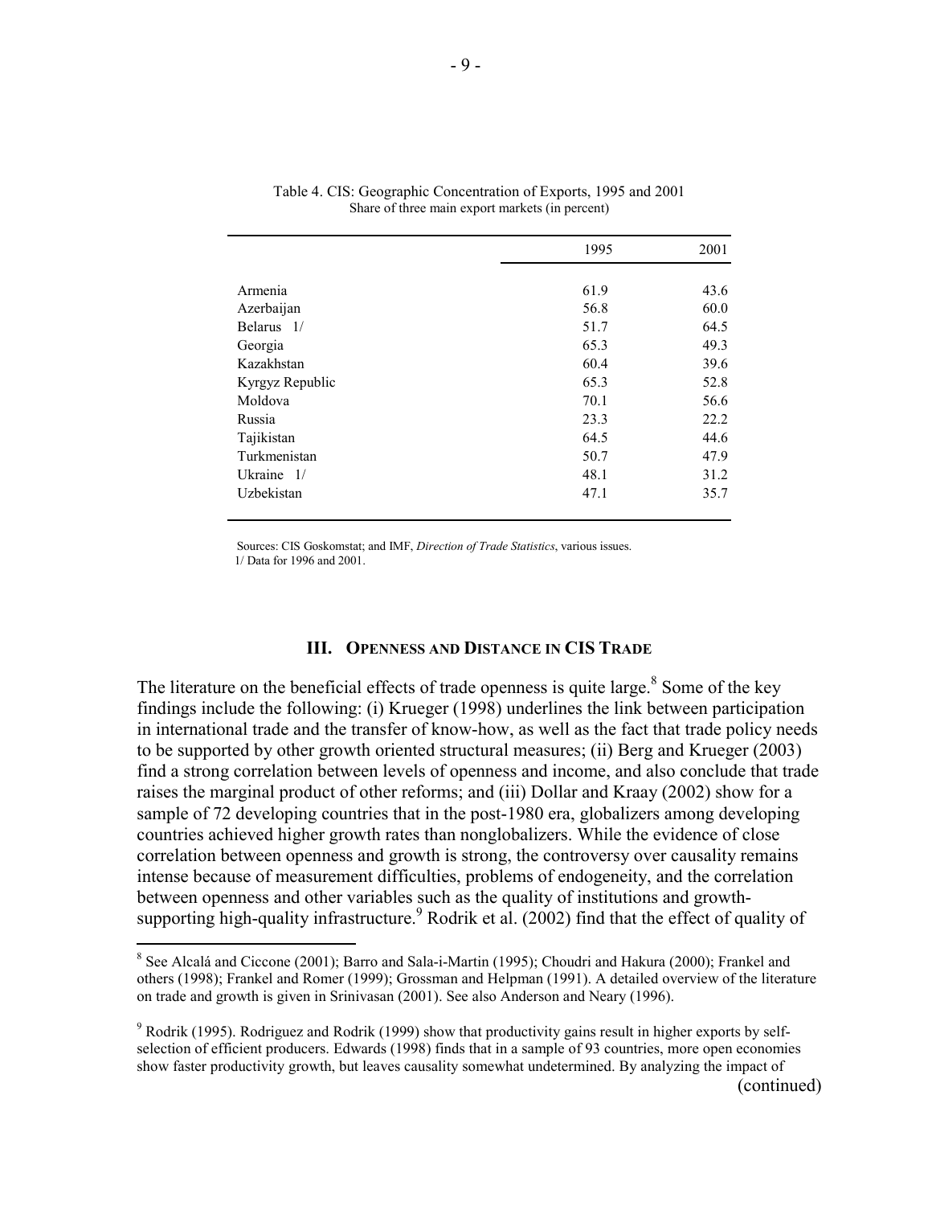Table 4. CIS: Geographic Concentration of Exports, 1995 and 2001
Share of three main export markets (in percent)

| | 1995 | 2001 |
|---|---|---|
| Armenia | 61.9 | 43.6 |
| Azerbaijan | 56.8 | 60.0 |
| Belarus 1/ | 51.7 | 64.5 |
| Georgia | 65.3 | 49.3 |
| Kazakhstan | 60.4 | 39.6 |
| Kyrgyz Republic | 65.3 | 52.8 |
| Moldova | 70.1 | 56.6 |
| Russia | 23.3 | 22.2 |
| Tajikistan | 64.5 | 44.6 |
| Turkmenistan | 50.7 | 47.9 |
| Ukraine 1/ | 48.1 | 31.2 |
| Uzbekistan | 47.1 | 35.7 |

Sources: CIS Goskomstat; and IMF, *Direction of Trade Statistics*, various issues.
1/ Data for 1996 and 2001.

## III. Openness and Distance in CIS Trade

The literature on the beneficial effects of trade openness is quite large.[8] Some of the key findings include the following: (i) Krueger (1998) underlines the link between participation in international trade and the transfer of know-how, as well as the fact that trade policy needs to be supported by other growth oriented structural measures; (ii) Berg and Krueger (2003) find a strong correlation between levels of openness and income, and also conclude that trade raises the marginal product of other reforms; and (iii) Dollar and Kraay (2002) show for a sample of 72 developing countries that in the post-1980 era, globalizers among developing countries achieved higher growth rates than nonglobalizers. While the evidence of close correlation between openness and growth is strong, the controversy over causality remains intense because of measurement difficulties, problems of endogeneity, and the correlation between openness and other variables such as the quality of institutions and growth-supporting high-quality infrastructure.[9] Rodrik et al. (2002) find that the effect of quality of

---

[8] See Alcalá and Ciccone (2001); Barro and Sala-i-Martin (1995); Choudri and Hakura (2000); Frankel and others (1998); Frankel and Romer (1999); Grossman and Helpman (1991). A detailed overview of the literature on trade and growth is given in Srinivasan (2001). See also Anderson and Neary (1996).

[9] Rodrik (1995). Rodriguez and Rodrik (1999) show that productivity gains result in higher exports by self-selection of efficient producers. Edwards (1998) finds that in a sample of 93 countries, more open economies show faster productivity growth, but leaves causality somewhat undetermined. By analyzing the impact of

(continued)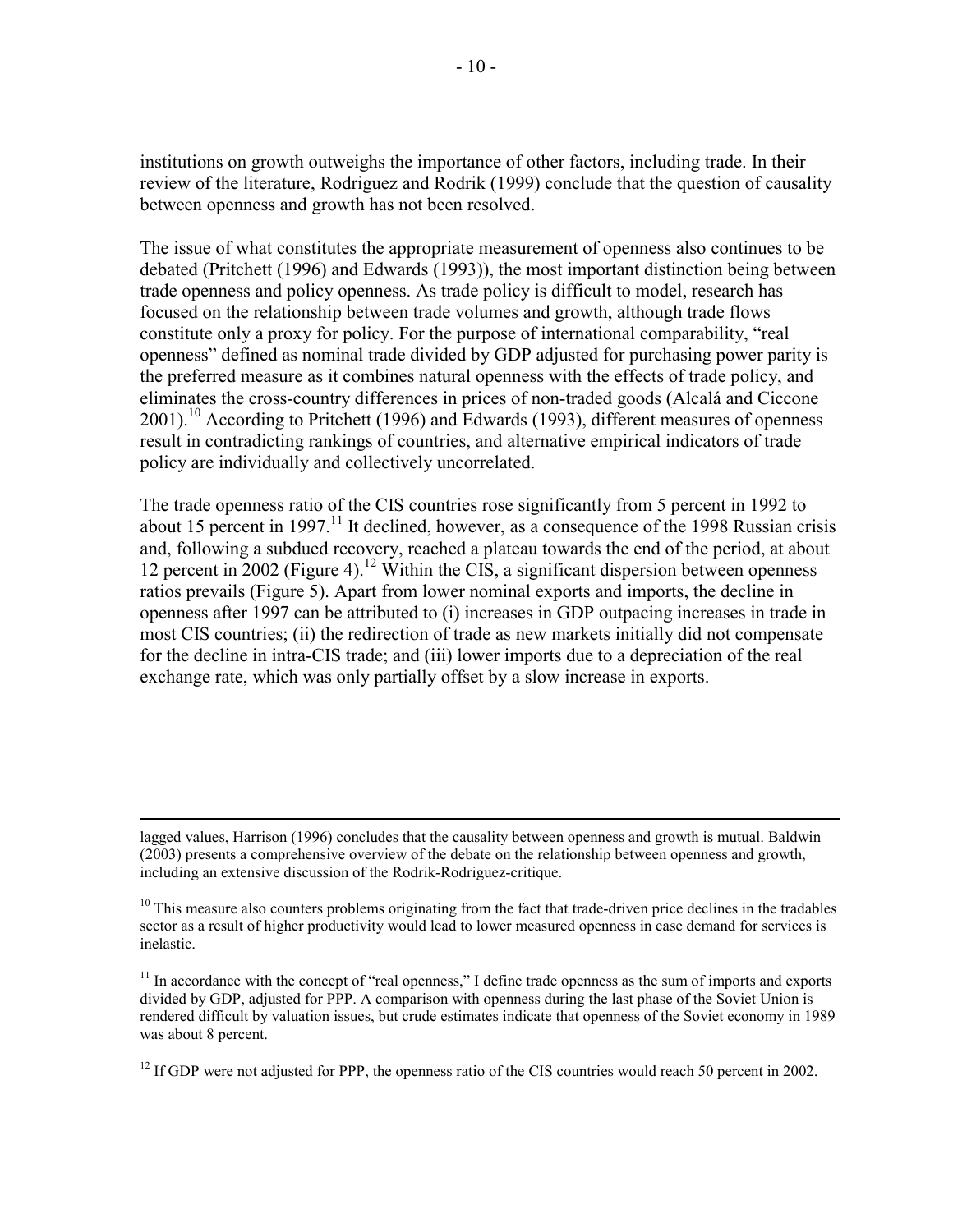institutions on growth outweighs the importance of other factors, including trade. In their review of the literature, Rodriguez and Rodrik (1999) conclude that the question of causality between openness and growth has not been resolved.

The issue of what constitutes the appropriate measurement of openness also continues to be debated (Pritchett (1996) and Edwards (1993)), the most important distinction being between trade openness and policy openness. As trade policy is difficult to model, research has focused on the relationship between trade volumes and growth, although trade flows constitute only a proxy for policy. For the purpose of international comparability, "real openness" defined as nominal trade divided by GDP adjusted for purchasing power parity is the preferred measure as it combines natural openness with the effects of trade policy, and eliminates the cross-country differences in prices of non-traded goods (Alcalá and Ciccone 2001).[10] According to Pritchett (1996) and Edwards (1993), different measures of openness result in contradicting rankings of countries, and alternative empirical indicators of trade policy are individually and collectively uncorrelated.

The trade openness ratio of the CIS countries rose significantly from 5 percent in 1992 to about 15 percent in 1997.[11] It declined, however, as a consequence of the 1998 Russian crisis and, following a subdued recovery, reached a plateau towards the end of the period, at about 12 percent in 2002 (Figure 4).[12] Within the CIS, a significant dispersion between openness ratios prevails (Figure 5). Apart from lower nominal exports and imports, the decline in openness after 1997 can be attributed to (i) increases in GDP outpacing increases in trade in most CIS countries; (ii) the redirection of trade as new markets initially did not compensate for the decline in intra-CIS trade; and (iii) lower imports due to a depreciation of the real exchange rate, which was only partially offset by a slow increase in exports.

---

lagged values, Harrison (1996) concludes that the causality between openness and growth is mutual. Baldwin (2003) presents a comprehensive overview of the debate on the relationship between openness and growth, including an extensive discussion of the Rodrik-Rodriguez-critique.

[10] This measure also counters problems originating from the fact that trade-driven price declines in the tradables sector as a result of higher productivity would lead to lower measured openness in case demand for services is inelastic.

[11] In accordance with the concept of "real openness," I define trade openness as the sum of imports and exports divided by GDP, adjusted for PPP. A comparison with openness during the last phase of the Soviet Union is rendered difficult by valuation issues, but crude estimates indicate that openness of the Soviet economy in 1989 was about 8 percent.

[12] If GDP were not adjusted for PPP, the openness ratio of the CIS countries would reach 50 percent in 2002.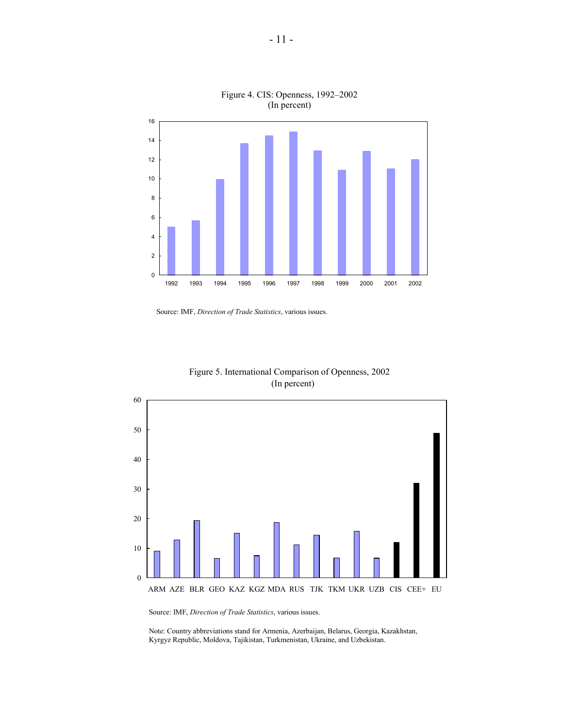Figure 4. CIS: Openness, 1992–2002
(In percent)

Source: IMF, *Direction of Trade Statistics*, various issues.

Figure 5. International Comparison of Openness, 2002
(In percent)

Source: IMF, *Direction of Trade Statistics*, various issues.

Note: Country abbreviations stand for Armenia, Azerbaijan, Belarus, Georgia, Kazakhstan, Kyrgyz Republic, Moldova, Tajikistan, Turkmenistan, Ukraine, and Uzbekistan.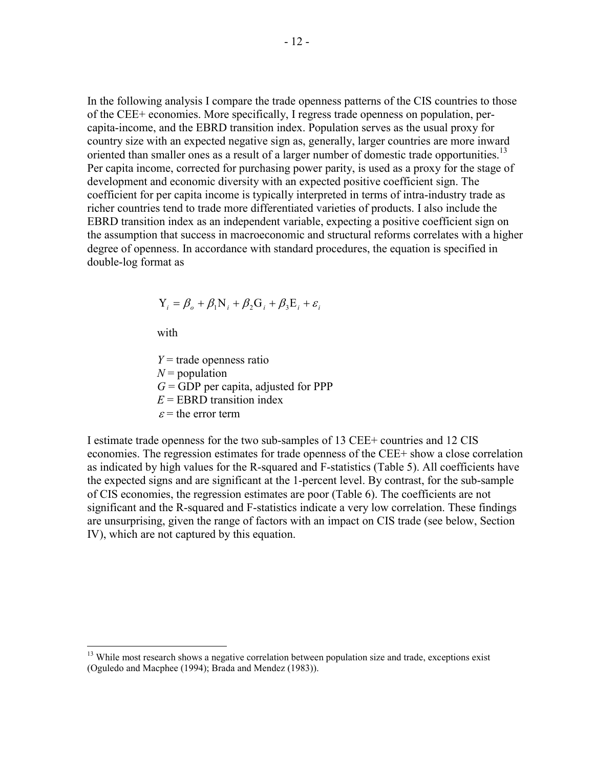In the following analysis I compare the trade openness patterns of the CIS countries to those of the CEE+ economies. More specifically, I regress trade openness on population, per-capita-income, and the EBRD transition index. Population serves as the usual proxy for country size with an expected negative sign as, generally, larger countries are more inward oriented than smaller ones as a result of a larger number of domestic trade opportunities.[13] Per capita income, corrected for purchasing power parity, is used as a proxy for the stage of development and economic diversity with an expected positive coefficient sign. The coefficient for per capita income is typically interpreted in terms of intra-industry trade as richer countries tend to trade more differentiated varieties of products. I also include the EBRD transition index as an independent variable, expecting a positive coefficient sign on the assumption that success in macroeconomic and structural reforms correlates with a higher degree of openness. In accordance with standard procedures, the equation is specified in double-log format as

$$\mathrm{Y}_i = \beta_o + \beta_1 \mathrm{N}_i + \beta_2 \mathrm{G}_i + \beta_3 \mathrm{E}_i + \varepsilon_i$$

with

$Y$ = trade openness ratio
$N$ = population
$G$ = GDP per capita, adjusted for PPP
$E$ = EBRD transition index
$\varepsilon$ = the error term

I estimate trade openness for the two sub-samples of 13 CEE+ countries and 12 CIS economies. The regression estimates for trade openness of the CEE+ show a close correlation as indicated by high values for the R-squared and F-statistics (Table 5). All coefficients have the expected signs and are significant at the 1-percent level. By contrast, for the sub-sample of CIS economies, the regression estimates are poor (Table 6). The coefficients are not significant and the R-squared and F-statistics indicate a very low correlation. These findings are unsurprising, given the range of factors with an impact on CIS trade (see below, Section IV), which are not captured by this equation.

[13] While most research shows a negative correlation between population size and trade, exceptions exist (Oguledo and Macphee (1994); Brada and Mendez (1983)).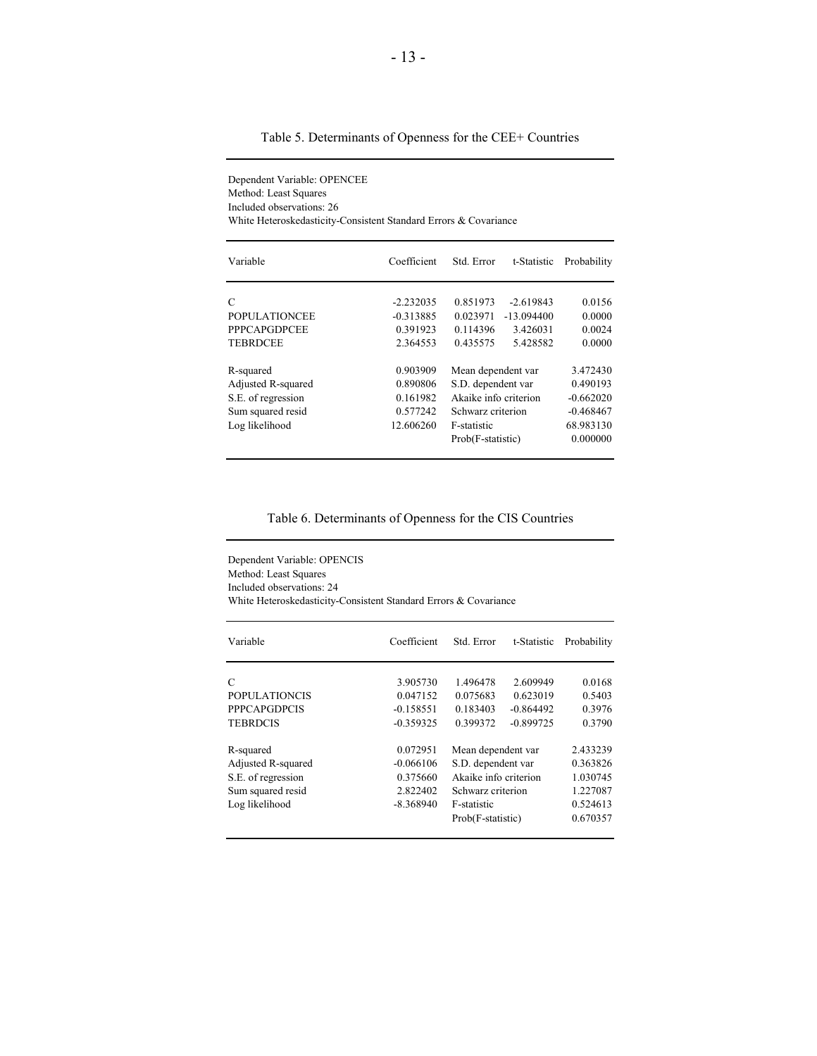Table 5. Determinants of Openness for the CEE+ Countries

Dependent Variable: OPENCEE
Method: Least Squares
Included observations: 26
White Heteroskedasticity-Consistent Standard Errors & Covariance

| Variable | Coefficient | Std. Error | t-Statistic | Probability |
|---|---|---|---|---|
| C | -2.232035 | 0.851973 | -2.619843 | 0.0156 |
| POPULATIONCEE | -0.313885 | 0.023971 | -13.094400 | 0.0000 |
| PPPCAPGDPCEE | 0.391923 | 0.114396 | 3.426031 | 0.0024 |
| TEBRDCEE | 2.364553 | 0.435575 | 5.428582 | 0.0000 |

| | | | |
|---|---|---|---|
| R-squared | 0.903909 | Mean dependent var | 3.472430 |
| Adjusted R-squared | 0.890806 | S.D. dependent var | 0.490193 |
| S.E. of regression | 0.161982 | Akaike info criterion | -0.662020 |
| Sum squared resid | 0.577242 | Schwarz criterion | -0.468467 |
| Log likelihood | 12.606260 | F-statistic | 68.983130 |
| | | Prob(F-statistic) | 0.000000 |

Table 6. Determinants of Openness for the CIS Countries

Dependent Variable: OPENCIS
Method: Least Squares
Included observations: 24
White Heteroskedasticity-Consistent Standard Errors & Covariance

| Variable | Coefficient | Std. Error | t-Statistic | Probability |
|---|---|---|---|---|
| C | 3.905730 | 1.496478 | 2.609949 | 0.0168 |
| POPULATIONCIS | 0.047152 | 0.075683 | 0.623019 | 0.5403 |
| PPPCAPGDPCIS | -0.158551 | 0.183403 | -0.864492 | 0.3976 |
| TEBRDCIS | -0.359325 | 0.399372 | -0.899725 | 0.3790 |

| | | | |
|---|---|---|---|
| R-squared | 0.072951 | Mean dependent var | 2.433239 |
| Adjusted R-squared | -0.066106 | S.D. dependent var | 0.363826 |
| S.E. of regression | 0.375660 | Akaike info criterion | 1.030745 |
| Sum squared resid | 2.822402 | Schwarz criterion | 1.227087 |
| Log likelihood | -8.368940 | F-statistic | 0.524613 |
| | | Prob(F-statistic) | 0.670357 |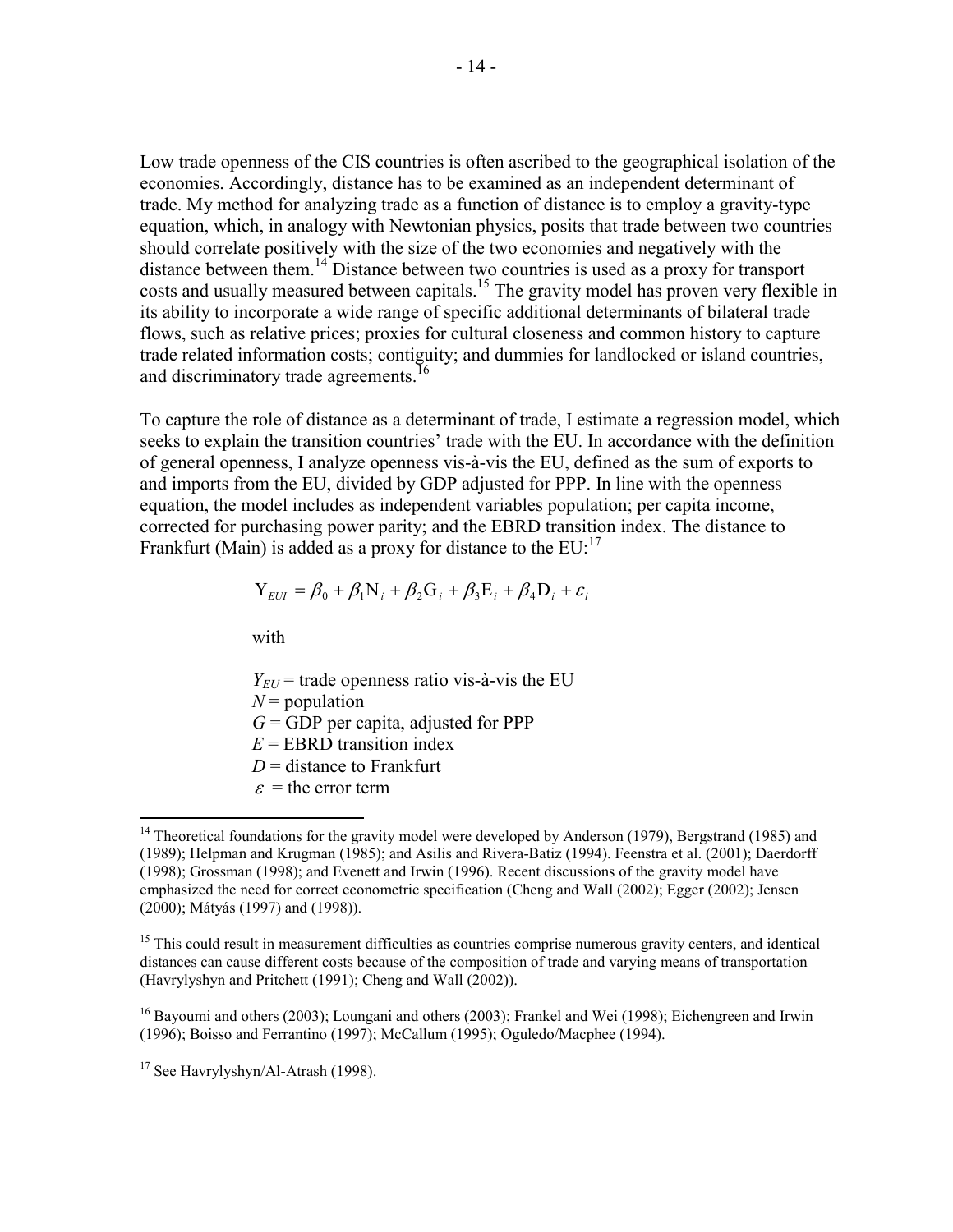Low trade openness of the CIS countries is often ascribed to the geographical isolation of the economies. Accordingly, distance has to be examined as an independent determinant of trade. My method for analyzing trade as a function of distance is to employ a gravity-type equation, which, in analogy with Newtonian physics, posits that trade between two countries should correlate positively with the size of the two economies and negatively with the distance between them.[14] Distance between two countries is used as a proxy for transport costs and usually measured between capitals.[15] The gravity model has proven very flexible in its ability to incorporate a wide range of specific additional determinants of bilateral trade flows, such as relative prices; proxies for cultural closeness and common history to capture trade related information costs; contiguity; and dummies for landlocked or island countries, and discriminatory trade agreements.[16]

To capture the role of distance as a determinant of trade, I estimate a regression model, which seeks to explain the transition countries' trade with the EU. In accordance with the definition of general openness, I analyze openness vis-à-vis the EU, defined as the sum of exports to and imports from the EU, divided by GDP adjusted for PPP. In line with the openness equation, the model includes as independent variables population; per capita income, corrected for purchasing power parity; and the EBRD transition index. The distance to Frankfurt (Main) is added as a proxy for distance to the EU:[17]

$$\mathrm{Y}_{EUI} = \beta_0 + \beta_1 \mathrm{N}_i + \beta_2 \mathrm{G}_i + \beta_3 \mathrm{E}_i + \beta_4 \mathrm{D}_i + \varepsilon_i$$

with

$Y_{EU}$ = trade openness ratio vis-à-vis the EU
$N$ = population
$G$ = GDP per capita, adjusted for PPP
$E$ = EBRD transition index
$D$ = distance to Frankfurt
$\varepsilon$ = the error term

---

[14] Theoretical foundations for the gravity model were developed by Anderson (1979), Bergstrand (1985) and (1989); Helpman and Krugman (1985); and Asilis and Rivera-Batiz (1994). Feenstra et al. (2001); Daerdorff (1998); Grossman (1998); and Evenett and Irwin (1996). Recent discussions of the gravity model have emphasized the need for correct econometric specification (Cheng and Wall (2002); Egger (2002); Jensen (2000); Mátyás (1997) and (1998)).

[15] This could result in measurement difficulties as countries comprise numerous gravity centers, and identical distances can cause different costs because of the composition of trade and varying means of transportation (Havrylyshyn and Pritchett (1991); Cheng and Wall (2002)).

[16] Bayoumi and others (2003); Loungani and others (2003); Frankel and Wei (1998); Eichengreen and Irwin (1996); Boisso and Ferrantino (1997); McCallum (1995); Oguledo/Macphee (1994).

[17] See Havrylyshyn/Al-Atrash (1998).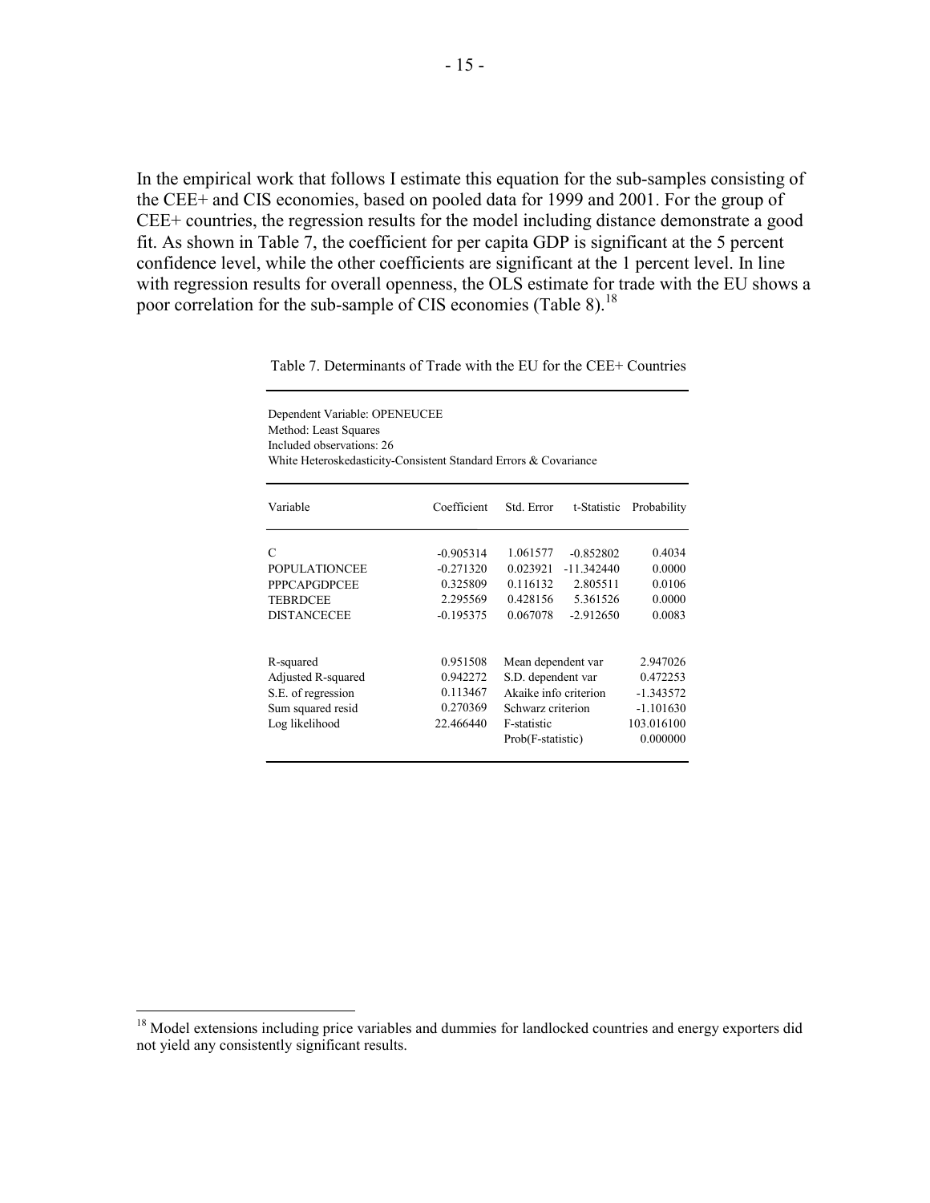In the empirical work that follows I estimate this equation for the sub-samples consisting of the CEE+ and CIS economies, based on pooled data for 1999 and 2001. For the group of CEE+ countries, the regression results for the model including distance demonstrate a good fit. As shown in Table 7, the coefficient for per capita GDP is significant at the 5 percent confidence level, while the other coefficients are significant at the 1 percent level. In line with regression results for overall openness, the OLS estimate for trade with the EU shows a poor correlation for the sub-sample of CIS economies (Table 8).[18]

Table 7. Determinants of Trade with the EU for the CEE+ Countries

Dependent Variable: OPENEUCEE
Method: Least Squares
Included observations: 26
White Heteroskedasticity-Consistent Standard Errors & Covariance

| Variable | Coefficient | Std. Error | t-Statistic | Probability |
|---|---|---|---|---|
| C | -0.905314 | 1.061577 | -0.852802 | 0.4034 |
| POPULATIONCEE | -0.271320 | 0.023921 | -11.342440 | 0.0000 |
| PPPCAPGDPCEE | 0.325809 | 0.116132 | 2.805511 | 0.0106 |
| TEBRDCEE | 2.295569 | 0.428156 | 5.361526 | 0.0000 |
| DISTANCECEE | -0.195375 | 0.067078 | -2.912650 | 0.0083 |

| | | | |
|---|---|---|---|
| R-squared | 0.951508 | Mean dependent var | 2.947026 |
| Adjusted R-squared | 0.942272 | S.D. dependent var | 0.472253 |
| S.E. of regression | 0.113467 | Akaike info criterion | -1.343572 |
| Sum squared resid | 0.270369 | Schwarz criterion | -1.101630 |
| Log likelihood | 22.466440 | F-statistic | 103.016100 |
| | | Prob(F-statistic) | 0.000000 |

[18] Model extensions including price variables and dummies for landlocked countries and energy exporters did not yield any consistently significant results.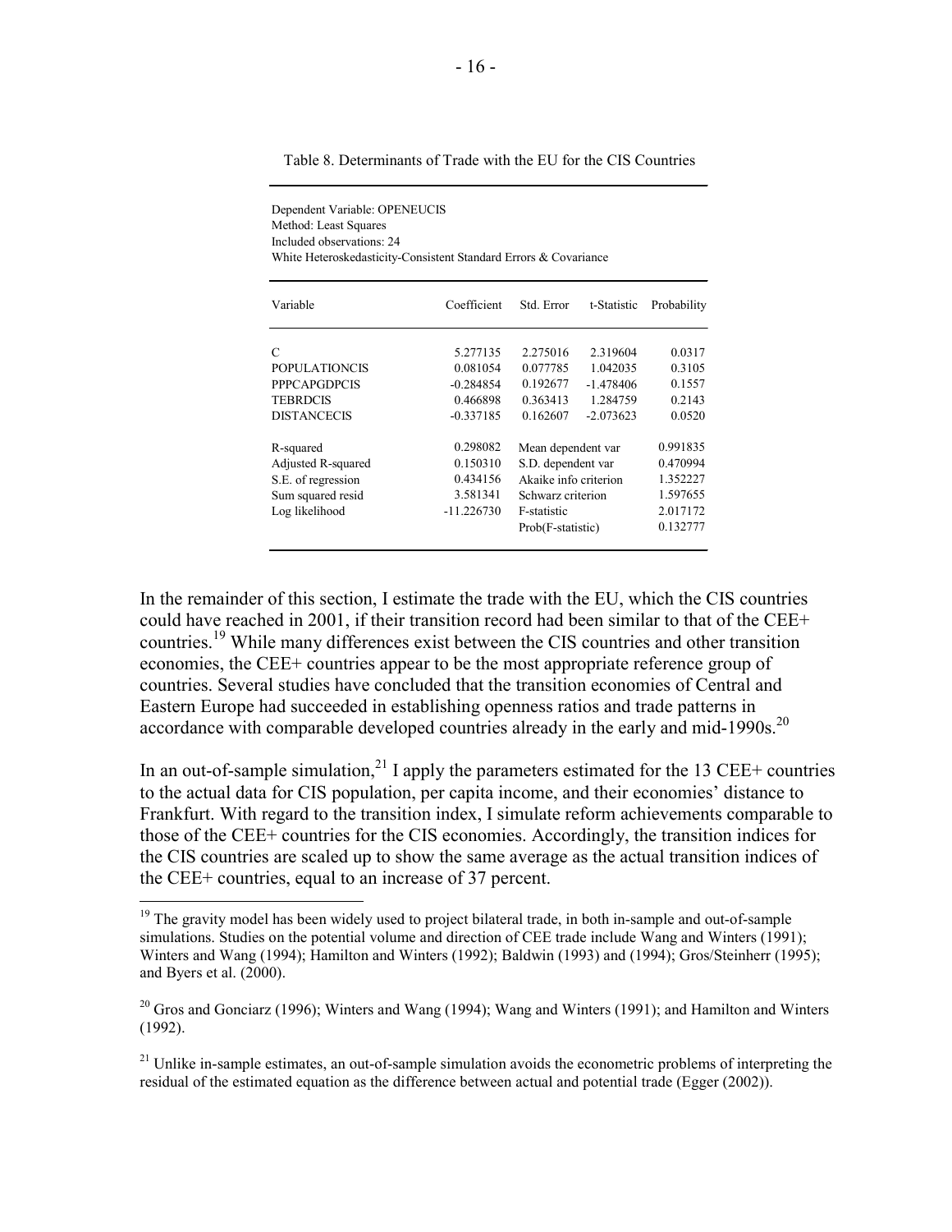Table 8. Determinants of Trade with the EU for the CIS Countries

Dependent Variable: OPENEUCIS
Method: Least Squares
Included observations: 24
White Heteroskedasticity-Consistent Standard Errors & Covariance

| Variable | Coefficient | Std. Error | t-Statistic | Probability |
|---|---|---|---|---|
| C | 5.277135 | 2.275016 | 2.319604 | 0.0317 |
| POPULATIONCIS | 0.081054 | 0.077785 | 1.042035 | 0.3105 |
| PPPCAPGDPCIS | -0.284854 | 0.192677 | -1.478406 | 0.1557 |
| TEBRDCIS | 0.466898 | 0.363413 | 1.284759 | 0.2143 |
| DISTANCECIS | -0.337185 | 0.162607 | -2.073623 | 0.0520 |
| R-squared | 0.298082 | Mean dependent var | | 0.991835 |
| Adjusted R-squared | 0.150310 | S.D. dependent var | | 0.470994 |
| S.E. of regression | 0.434156 | Akaike info criterion | | 1.352227 |
| Sum squared resid | 3.581341 | Schwarz criterion | | 1.597655 |
| Log likelihood | -11.226730 | F-statistic | | 2.017172 |
| | | Prob(F-statistic) | | 0.132777 |

In the remainder of this section, I estimate the trade with the EU, which the CIS countries could have reached in 2001, if their transition record had been similar to that of the CEE+ countries.[19] While many differences exist between the CIS countries and other transition economies, the CEE+ countries appear to be the most appropriate reference group of countries. Several studies have concluded that the transition economies of Central and Eastern Europe had succeeded in establishing openness ratios and trade patterns in accordance with comparable developed countries already in the early and mid-1990s.[20]

In an out-of-sample simulation,[21] I apply the parameters estimated for the 13 CEE+ countries to the actual data for CIS population, per capita income, and their economies' distance to Frankfurt. With regard to the transition index, I simulate reform achievements comparable to those of the CEE+ countries for the CIS economies. Accordingly, the transition indices for the CIS countries are scaled up to show the same average as the actual transition indices of the CEE+ countries, equal to an increase of 37 percent.

[19] The gravity model has been widely used to project bilateral trade, in both in-sample and out-of-sample simulations. Studies on the potential volume and direction of CEE trade include Wang and Winters (1991); Winters and Wang (1994); Hamilton and Winters (1992); Baldwin (1993) and (1994); Gros/Steinherr (1995); and Byers et al. (2000).

[20] Gros and Gonciarz (1996); Winters and Wang (1994); Wang and Winters (1991); and Hamilton and Winters (1992).

[21] Unlike in-sample estimates, an out-of-sample simulation avoids the econometric problems of interpreting the residual of the estimated equation as the difference between actual and potential trade (Egger (2002)).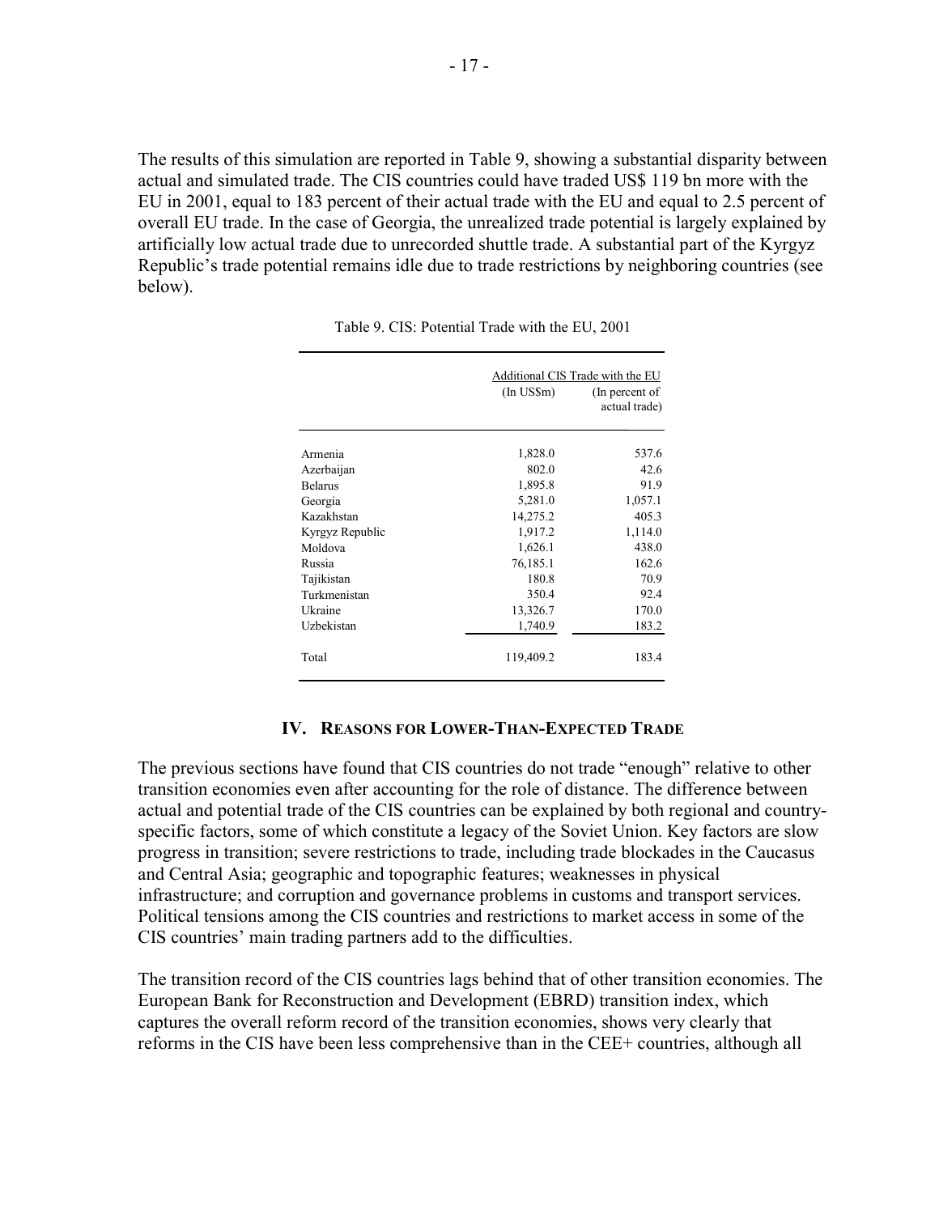The results of this simulation are reported in Table 9, showing a substantial disparity between actual and simulated trade. The CIS countries could have traded US$ 119 bn more with the EU in 2001, equal to 183 percent of their actual trade with the EU and equal to 2.5 percent of overall EU trade. In the case of Georgia, the unrealized trade potential is largely explained by artificially low actual trade due to unrecorded shuttle trade. A substantial part of the Kyrgyz Republic's trade potential remains idle due to trade restrictions by neighboring countries (see below).

Table 9. CIS: Potential Trade with the EU, 2001

| | Additional CIS Trade with the EU | |
|---|---|---|
| | (In US$m) | (In percent of actual trade) |
| Armenia | 1,828.0 | 537.6 |
| Azerbaijan | 802.0 | 42.6 |
| Belarus | 1,895.8 | 91.9 |
| Georgia | 5,281.0 | 1,057.1 |
| Kazakhstan | 14,275.2 | 405.3 |
| Kyrgyz Republic | 1,917.2 | 1,114.0 |
| Moldova | 1,626.1 | 438.0 |
| Russia | 76,185.1 | 162.6 |
| Tajikistan | 180.8 | 70.9 |
| Turkmenistan | 350.4 | 92.4 |
| Ukraine | 13,326.7 | 170.0 |
| Uzbekistan | 1,740.9 | 183.2 |
| Total | 119,409.2 | 183.4 |

## IV. Reasons for Lower-Than-Expected Trade

The previous sections have found that CIS countries do not trade "enough" relative to other transition economies even after accounting for the role of distance. The difference between actual and potential trade of the CIS countries can be explained by both regional and country-specific factors, some of which constitute a legacy of the Soviet Union. Key factors are slow progress in transition; severe restrictions to trade, including trade blockades in the Caucasus and Central Asia; geographic and topographic features; weaknesses in physical infrastructure; and corruption and governance problems in customs and transport services. Political tensions among the CIS countries and restrictions to market access in some of the CIS countries' main trading partners add to the difficulties.

The transition record of the CIS countries lags behind that of other transition economies. The European Bank for Reconstruction and Development (EBRD) transition index, which captures the overall reform record of the transition economies, shows very clearly that reforms in the CIS have been less comprehensive than in the CEE+ countries, although all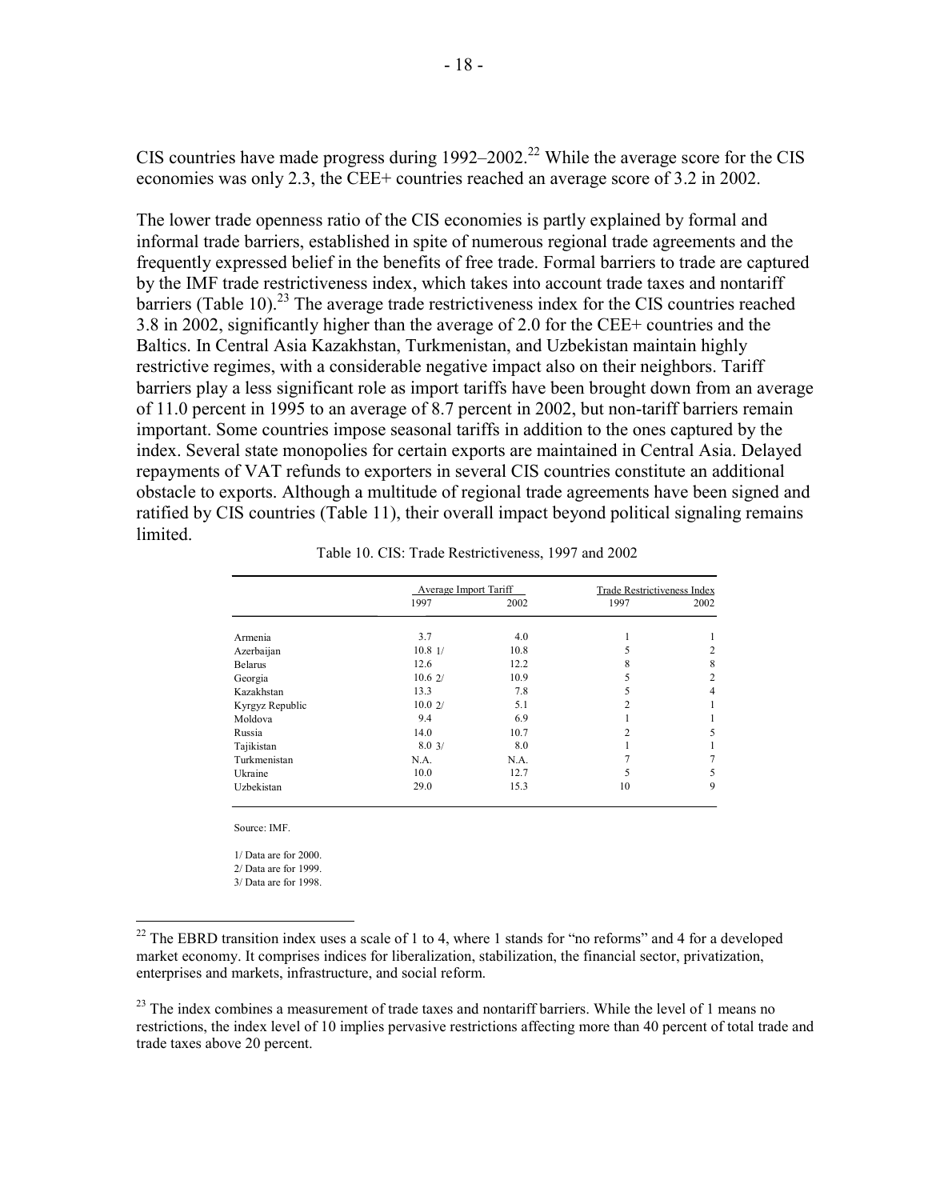CIS countries have made progress during 1992–2002.[22] While the average score for the CIS economies was only 2.3, the CEE+ countries reached an average score of 3.2 in 2002.

The lower trade openness ratio of the CIS economies is partly explained by formal and informal trade barriers, established in spite of numerous regional trade agreements and the frequently expressed belief in the benefits of free trade. Formal barriers to trade are captured by the IMF trade restrictiveness index, which takes into account trade taxes and nontariff barriers (Table 10).[23] The average trade restrictiveness index for the CIS countries reached 3.8 in 2002, significantly higher than the average of 2.0 for the CEE+ countries and the Baltics. In Central Asia Kazakhstan, Turkmenistan, and Uzbekistan maintain highly restrictive regimes, with a considerable negative impact also on their neighbors. Tariff barriers play a less significant role as import tariffs have been brought down from an average of 11.0 percent in 1995 to an average of 8.7 percent in 2002, but non-tariff barriers remain important. Some countries impose seasonal tariffs in addition to the ones captured by the index. Several state monopolies for certain exports are maintained in Central Asia. Delayed repayments of VAT refunds to exporters in several CIS countries constitute an additional obstacle to exports. Although a multitude of regional trade agreements have been signed and ratified by CIS countries (Table 11), their overall impact beyond political signaling remains limited.

Table 10. CIS: Trade Restrictiveness, 1997 and 2002

| | Average Import Tariff | | Trade Restrictiveness Index | |
|---|---|---|---|---|
| | 1997 | 2002 | 1997 | 2002 |
| Armenia | 3.7 | 4.0 | 1 | 1 |
| Azerbaijan | 10.8 1/ | 10.8 | 5 | 2 |
| Belarus | 12.6 | 12.2 | 8 | 8 |
| Georgia | 10.6 2/ | 10.9 | 5 | 2 |
| Kazakhstan | 13.3 | 7.8 | 5 | 4 |
| Kyrgyz Republic | 10.0 2/ | 5.1 | 2 | 1 |
| Moldova | 9.4 | 6.9 | 1 | 1 |
| Russia | 14.0 | 10.7 | 2 | 5 |
| Tajikistan | 8.0 3/ | 8.0 | 1 | 1 |
| Turkmenistan | N.A. | N.A. | 7 | 7 |
| Ukraine | 10.0 | 12.7 | 5 | 5 |
| Uzbekistan | 29.0 | 15.3 | 10 | 9 |

Source: IMF.

1/ Data are for 2000.
2/ Data are for 1999.
3/ Data are for 1998.

---

[22] The EBRD transition index uses a scale of 1 to 4, where 1 stands for "no reforms" and 4 for a developed market economy. It comprises indices for liberalization, stabilization, the financial sector, privatization, enterprises and markets, infrastructure, and social reform.

[23] The index combines a measurement of trade taxes and nontariff barriers. While the level of 1 means no restrictions, the index level of 10 implies pervasive restrictions affecting more than 40 percent of total trade and trade taxes above 20 percent.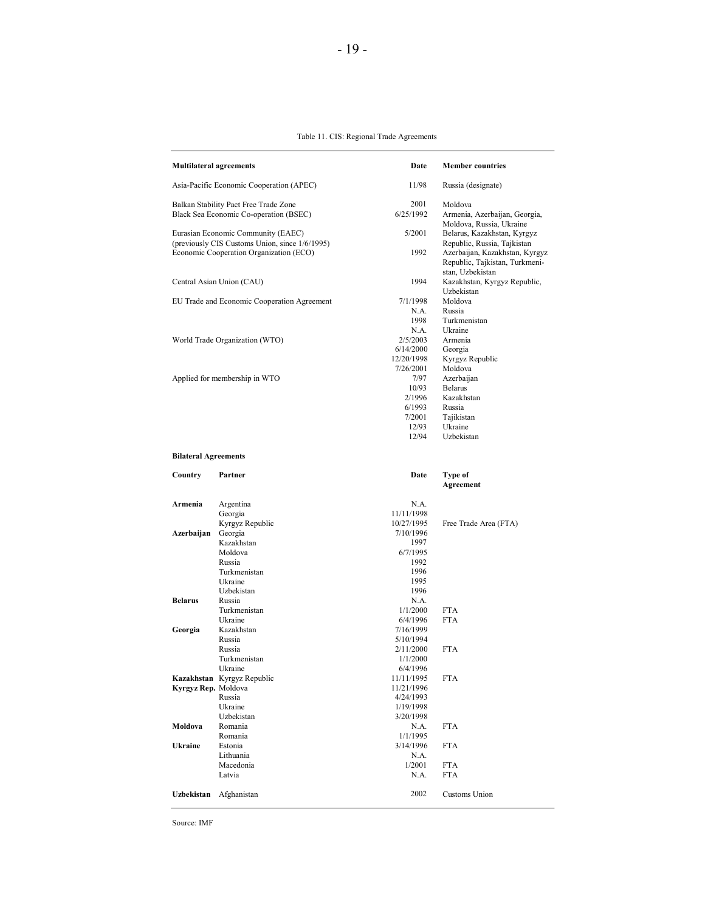Table 11. CIS: Regional Trade Agreements

| Multilateral agreements | Date | Member countries |
|---|---|---|
| Asia-Pacific Economic Cooperation (APEC) | 11/98 | Russia (designate) |
| Balkan Stability Pact Free Trade Zone | 2001 | Moldova |
| Black Sea Economic Co-operation (BSEC) | 6/25/1992 | Armenia, Azerbaijan, Georgia, Moldova, Russia, Ukraine |
| Eurasian Economic Community (EAEC) (previously CIS Customs Union, since 1/6/1995) | 5/2001 | Belarus, Kazakhstan, Kyrgyz Republic, Russia, Tajkistan |
| Economic Cooperation Organization (ECO) | 1992 | Azerbaijan, Kazakhstan, Kyrgyz Republic, Tajkistan, Turkmenistan, Uzbekistan |
| Central Asian Union (CAU) | 1994 | Kazakhstan, Kyrgyz Republic, Uzbekistan |
| EU Trade and Economic Cooperation Agreement | 7/1/1998 | Moldova |
| | N.A. | Russia |
| | 1998 | Turkmenistan |
| | N.A. | Ukraine |
| World Trade Organization (WTO) | 2/5/2003 | Armenia |
| | 6/14/2000 | Georgia |
| | 12/20/1998 | Kyrgyz Republic |
| | 7/26/2001 | Moldova |
| Applied for membership in WTO | 7/97 | Azerbaijan |
| | 10/93 | Belarus |
| | 2/1996 | Kazakhstan |
| | 6/1993 | Russia |
| | 7/2001 | Tajikistan |
| | 12/93 | Ukraine |
| | 12/94 | Uzbekistan |

**Bilateral Agreements**

| Country | Partner | Date | Type of Agreement |
|---|---|---|---|
| **Armenia** | Argentina | N.A. | |
| | Georgia | 11/11/1998 | |
| | Kyrgyz Republic | 10/27/1995 | Free Trade Area (FTA) |
| **Azerbaijan** | Georgia | 7/10/1996 | |
| | Kazakhstan | 1997 | |
| | Moldova | 6/7/1995 | |
| | Russia | 1992 | |
| | Turkmenistan | 1996 | |
| | Ukraine | 1995 | |
| | Uzbekistan | 1996 | |
| **Belarus** | Russia | N.A. | |
| | Turkmenistan | 1/1/2000 | FTA |
| | Ukraine | 6/4/1996 | FTA |
| **Georgia** | Kazakhstan | 7/16/1999 | |
| | Russia | 5/10/1994 | |
| | Russia | 2/11/2000 | FTA |
| | Turkmenistan | 1/1/2000 | |
| | Ukraine | 6/4/1996 | |
| **Kazakhstan** | Kyrgyz Republic | 11/11/1995 | FTA |
| **Kyrgyz Rep.** | Moldova | 11/21/1996 | |
| | Russia | 4/24/1993 | |
| | Ukraine | 1/19/1998 | |
| | Uzbekistan | 3/20/1998 | |
| **Moldova** | Romania | N.A. | FTA |
| | Romania | 1/1/1995 | |
| **Ukraine** | Estonia | 3/14/1996 | FTA |
| | Lithuania | N.A. | |
| | Macedonia | 1/2001 | FTA |
| | Latvia | N.A. | FTA |
| **Uzbekistan** | Afghanistan | 2002 | Customs Union |

Source: IMF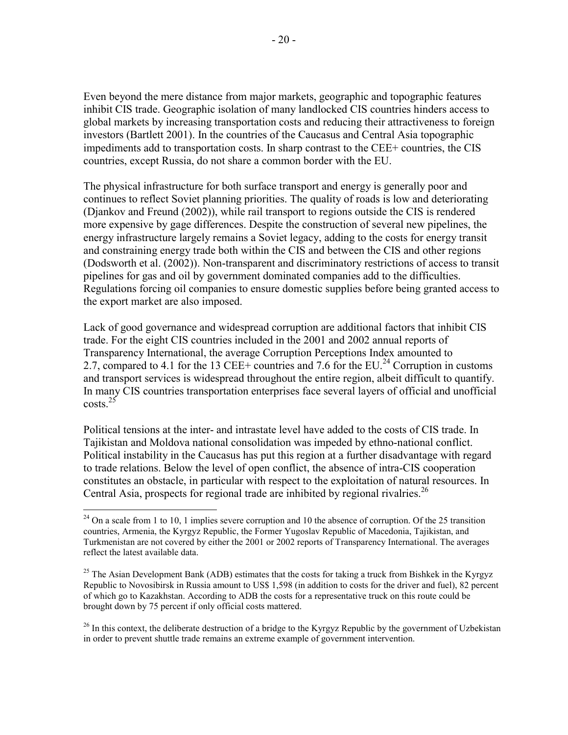Even beyond the mere distance from major markets, geographic and topographic features inhibit CIS trade. Geographic isolation of many landlocked CIS countries hinders access to global markets by increasing transportation costs and reducing their attractiveness to foreign investors (Bartlett 2001). In the countries of the Caucasus and Central Asia topographic impediments add to transportation costs. In sharp contrast to the CEE+ countries, the CIS countries, except Russia, do not share a common border with the EU.

The physical infrastructure for both surface transport and energy is generally poor and continues to reflect Soviet planning priorities. The quality of roads is low and deteriorating (Djankov and Freund (2002)), while rail transport to regions outside the CIS is rendered more expensive by gage differences. Despite the construction of several new pipelines, the energy infrastructure largely remains a Soviet legacy, adding to the costs for energy transit and constraining energy trade both within the CIS and between the CIS and other regions (Dodsworth et al. (2002)). Non-transparent and discriminatory restrictions of access to transit pipelines for gas and oil by government dominated companies add to the difficulties. Regulations forcing oil companies to ensure domestic supplies before being granted access to the export market are also imposed.

Lack of good governance and widespread corruption are additional factors that inhibit CIS trade. For the eight CIS countries included in the 2001 and 2002 annual reports of Transparency International, the average Corruption Perceptions Index amounted to 2.7, compared to 4.1 for the 13 CEE+ countries and 7.6 for the EU.[24] Corruption in customs and transport services is widespread throughout the entire region, albeit difficult to quantify. In many CIS countries transportation enterprises face several layers of official and unofficial costs.[25]

Political tensions at the inter- and intrastate level have added to the costs of CIS trade. In Tajikistan and Moldova national consolidation was impeded by ethno-national conflict. Political instability in the Caucasus has put this region at a further disadvantage with regard to trade relations. Below the level of open conflict, the absence of intra-CIS cooperation constitutes an obstacle, in particular with respect to the exploitation of natural resources. In Central Asia, prospects for regional trade are inhibited by regional rivalries.[26]

---

[24] On a scale from 1 to 10, 1 implies severe corruption and 10 the absence of corruption. Of the 25 transition countries, Armenia, the Kyrgyz Republic, the Former Yugoslav Republic of Macedonia, Tajikistan, and Turkmenistan are not covered by either the 2001 or 2002 reports of Transparency International. The averages reflect the latest available data.

[25] The Asian Development Bank (ADB) estimates that the costs for taking a truck from Bishkek in the Kyrgyz Republic to Novosibirsk in Russia amount to US$ 1,598 (in addition to costs for the driver and fuel), 82 percent of which go to Kazakhstan. According to ADB the costs for a representative truck on this route could be brought down by 75 percent if only official costs mattered.

[26] In this context, the deliberate destruction of a bridge to the Kyrgyz Republic by the government of Uzbekistan in order to prevent shuttle trade remains an extreme example of government intervention.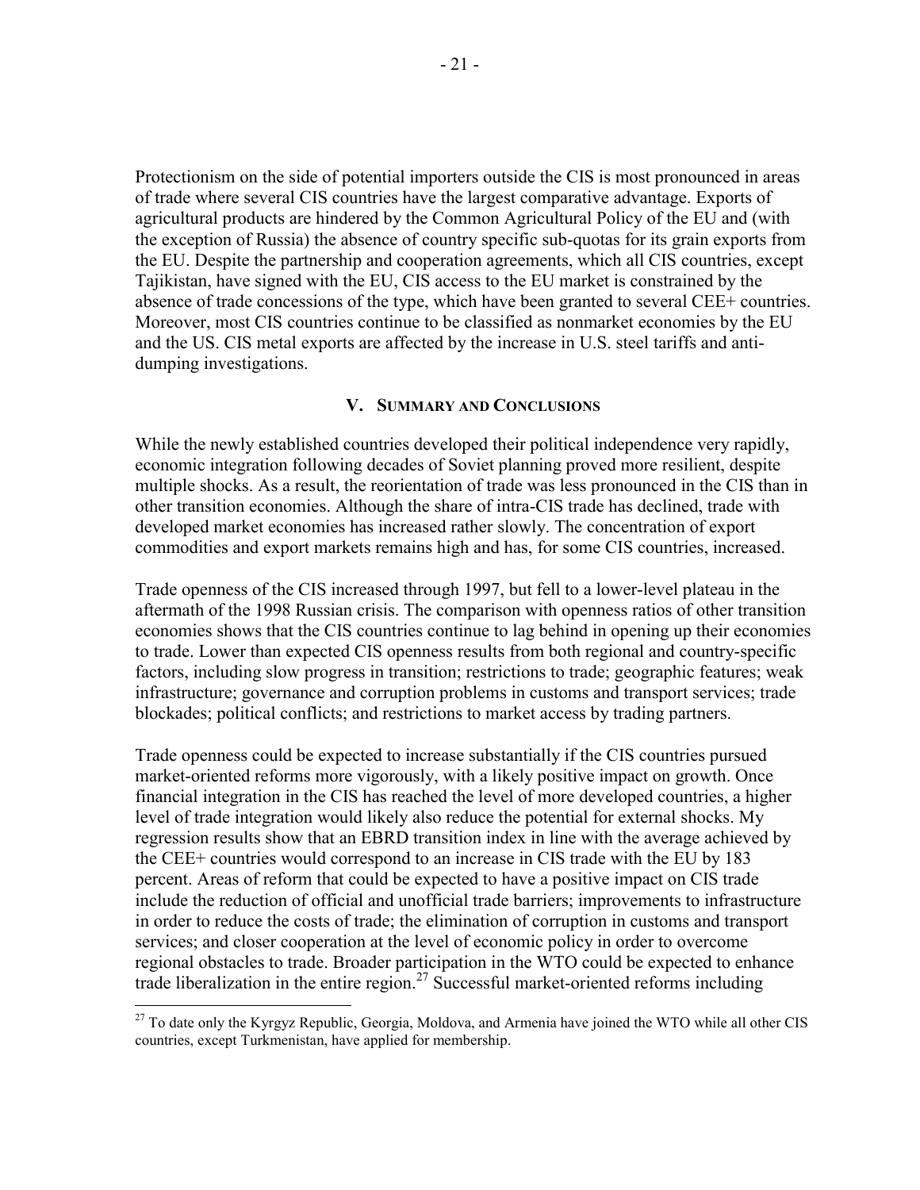Protectionism on the side of potential importers outside the CIS is most pronounced in areas of trade where several CIS countries have the largest comparative advantage. Exports of agricultural products are hindered by the Common Agricultural Policy of the EU and (with the exception of Russia) the absence of country specific sub-quotas for its grain exports from the EU. Despite the partnership and cooperation agreements, which all CIS countries, except Tajikistan, have signed with the EU, CIS access to the EU market is constrained by the absence of trade concessions of the type, which have been granted to several CEE+ countries. Moreover, most CIS countries continue to be classified as nonmarket economies by the EU and the US. CIS metal exports are affected by the increase in U.S. steel tariffs and anti-dumping investigations.

## V. Summary and Conclusions

While the newly established countries developed their political independence very rapidly, economic integration following decades of Soviet planning proved more resilient, despite multiple shocks. As a result, the reorientation of trade was less pronounced in the CIS than in other transition economies. Although the share of intra-CIS trade has declined, trade with developed market economies has increased rather slowly. The concentration of export commodities and export markets remains high and has, for some CIS countries, increased.

Trade openness of the CIS increased through 1997, but fell to a lower-level plateau in the aftermath of the 1998 Russian crisis. The comparison with openness ratios of other transition economies shows that the CIS countries continue to lag behind in opening up their economies to trade. Lower than expected CIS openness results from both regional and country-specific factors, including slow progress in transition; restrictions to trade; geographic features; weak infrastructure; governance and corruption problems in customs and transport services; trade blockades; political conflicts; and restrictions to market access by trading partners.

Trade openness could be expected to increase substantially if the CIS countries pursued market-oriented reforms more vigorously, with a likely positive impact on growth. Once financial integration in the CIS has reached the level of more developed countries, a higher level of trade integration would likely also reduce the potential for external shocks. My regression results show that an EBRD transition index in line with the average achieved by the CEE+ countries would correspond to an increase in CIS trade with the EU by 183 percent. Areas of reform that could be expected to have a positive impact on CIS trade include the reduction of official and unofficial trade barriers; improvements to infrastructure in order to reduce the costs of trade; the elimination of corruption in customs and transport services; and closer cooperation at the level of economic policy in order to overcome regional obstacles to trade. Broader participation in the WTO could be expected to enhance trade liberalization in the entire region.[27] Successful market-oriented reforms including

[27] To date only the Kyrgyz Republic, Georgia, Moldova, and Armenia have joined the WTO while all other CIS countries, except Turkmenistan, have applied for membership.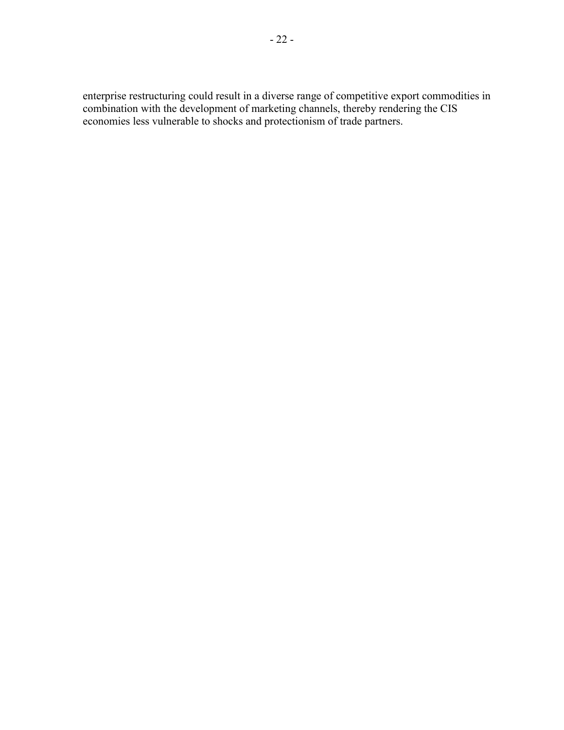enterprise restructuring could result in a diverse range of competitive export commodities in combination with the development of marketing channels, thereby rendering the CIS economies less vulnerable to shocks and protectionism of trade partners.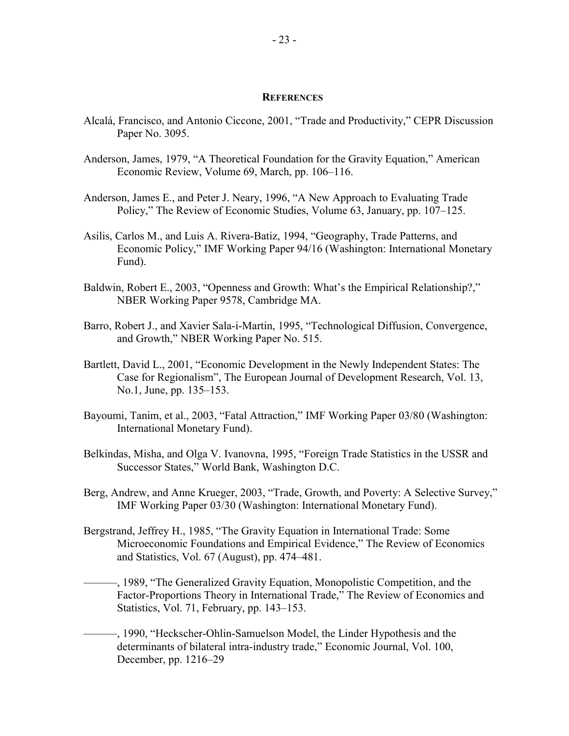## REFERENCES

Alcalá, Francisco, and Antonio Ciccone, 2001, "Trade and Productivity," CEPR Discussion Paper No. 3095.

Anderson, James, 1979, "A Theoretical Foundation for the Gravity Equation," American Economic Review, Volume 69, March, pp. 106–116.

Anderson, James E., and Peter J. Neary, 1996, "A New Approach to Evaluating Trade Policy," The Review of Economic Studies, Volume 63, January, pp. 107–125.

Asilis, Carlos M., and Luis A. Rivera-Batiz, 1994, "Geography, Trade Patterns, and Economic Policy," IMF Working Paper 94/16 (Washington: International Monetary Fund).

Baldwin, Robert E., 2003, "Openness and Growth: What's the Empirical Relationship?," NBER Working Paper 9578, Cambridge MA.

Barro, Robert J., and Xavier Sala-i-Martin, 1995, "Technological Diffusion, Convergence, and Growth," NBER Working Paper No. 515.

Bartlett, David L., 2001, "Economic Development in the Newly Independent States: The Case for Regionalism", The European Journal of Development Research, Vol. 13, No.1, June, pp. 135–153.

Bayoumi, Tanim, et al., 2003, "Fatal Attraction," IMF Working Paper 03/80 (Washington: International Monetary Fund).

Belkindas, Misha, and Olga V. Ivanovna, 1995, "Foreign Trade Statistics in the USSR and Successor States," World Bank, Washington D.C.

Berg, Andrew, and Anne Krueger, 2003, "Trade, Growth, and Poverty: A Selective Survey," IMF Working Paper 03/30 (Washington: International Monetary Fund).

Bergstrand, Jeffrey H., 1985, "The Gravity Equation in International Trade: Some Microeconomic Foundations and Empirical Evidence," The Review of Economics and Statistics, Vol. 67 (August), pp. 474–481.

———, 1989, "The Generalized Gravity Equation, Monopolistic Competition, and the Factor-Proportions Theory in International Trade," The Review of Economics and Statistics, Vol. 71, February, pp. 143–153.

———, 1990, "Heckscher-Ohlin-Samuelson Model, the Linder Hypothesis and the determinants of bilateral intra-industry trade," Economic Journal, Vol. 100, December, pp. 1216–29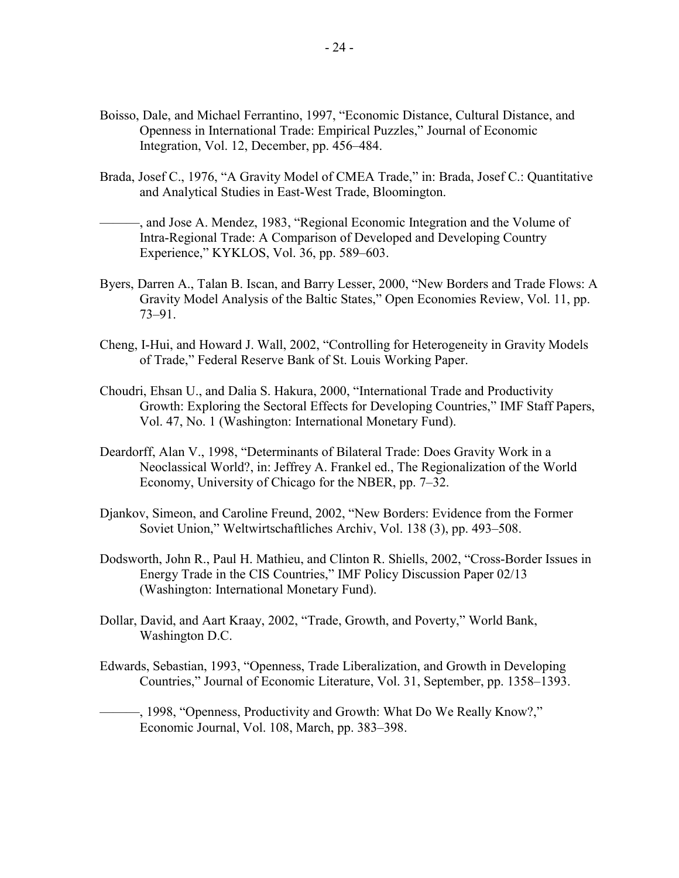Boisso, Dale, and Michael Ferrantino, 1997, "Economic Distance, Cultural Distance, and Openness in International Trade: Empirical Puzzles," Journal of Economic Integration, Vol. 12, December, pp. 456–484.

Brada, Josef C., 1976, "A Gravity Model of CMEA Trade," in: Brada, Josef C.: Quantitative and Analytical Studies in East-West Trade, Bloomington.

———, and Jose A. Mendez, 1983, "Regional Economic Integration and the Volume of Intra-Regional Trade: A Comparison of Developed and Developing Country Experience," KYKLOS, Vol. 36, pp. 589–603.

Byers, Darren A., Talan B. Iscan, and Barry Lesser, 2000, "New Borders and Trade Flows: A Gravity Model Analysis of the Baltic States," Open Economies Review, Vol. 11, pp. 73–91.

Cheng, I-Hui, and Howard J. Wall, 2002, "Controlling for Heterogeneity in Gravity Models of Trade," Federal Reserve Bank of St. Louis Working Paper.

Choudri, Ehsan U., and Dalia S. Hakura, 2000, "International Trade and Productivity Growth: Exploring the Sectoral Effects for Developing Countries," IMF Staff Papers, Vol. 47, No. 1 (Washington: International Monetary Fund).

Deardorff, Alan V., 1998, "Determinants of Bilateral Trade: Does Gravity Work in a Neoclassical World?, in: Jeffrey A. Frankel ed., The Regionalization of the World Economy, University of Chicago for the NBER, pp. 7–32.

Djankov, Simeon, and Caroline Freund, 2002, "New Borders: Evidence from the Former Soviet Union," Weltwirtschaftliches Archiv, Vol. 138 (3), pp. 493–508.

Dodsworth, John R., Paul H. Mathieu, and Clinton R. Shiells, 2002, "Cross-Border Issues in Energy Trade in the CIS Countries," IMF Policy Discussion Paper 02/13 (Washington: International Monetary Fund).

Dollar, David, and Aart Kraay, 2002, "Trade, Growth, and Poverty," World Bank, Washington D.C.

Edwards, Sebastian, 1993, "Openness, Trade Liberalization, and Growth in Developing Countries," Journal of Economic Literature, Vol. 31, September, pp. 1358–1393.

———, 1998, "Openness, Productivity and Growth: What Do We Really Know?," Economic Journal, Vol. 108, March, pp. 383–398.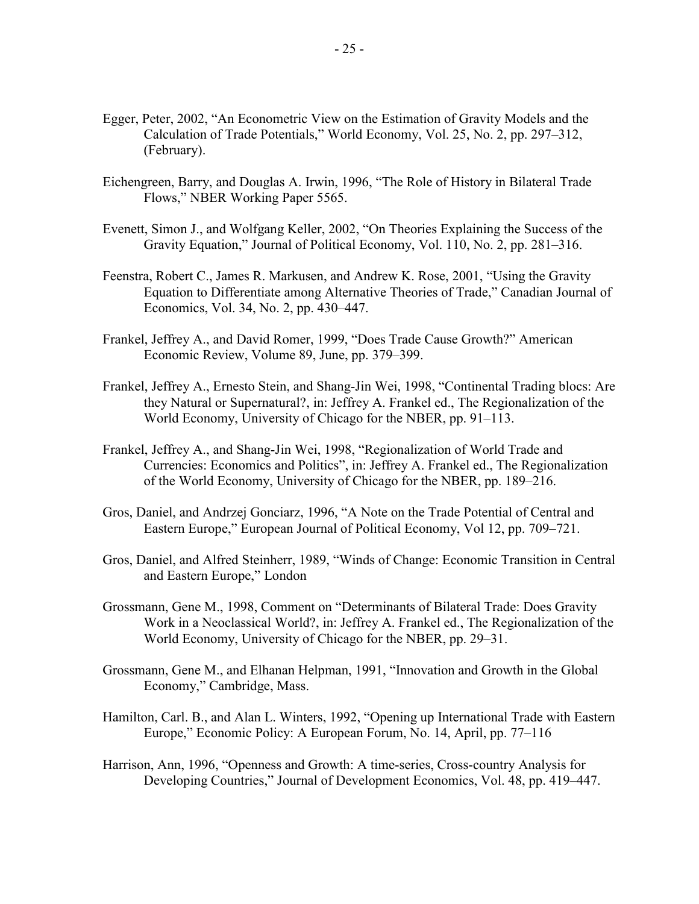Egger, Peter, 2002, "An Econometric View on the Estimation of Gravity Models and the Calculation of Trade Potentials," World Economy, Vol. 25, No. 2, pp. 297–312, (February).

Eichengreen, Barry, and Douglas A. Irwin, 1996, "The Role of History in Bilateral Trade Flows," NBER Working Paper 5565.

Evenett, Simon J., and Wolfgang Keller, 2002, "On Theories Explaining the Success of the Gravity Equation," Journal of Political Economy, Vol. 110, No. 2, pp. 281–316.

Feenstra, Robert C., James R. Markusen, and Andrew K. Rose, 2001, "Using the Gravity Equation to Differentiate among Alternative Theories of Trade," Canadian Journal of Economics, Vol. 34, No. 2, pp. 430–447.

Frankel, Jeffrey A., and David Romer, 1999, "Does Trade Cause Growth?" American Economic Review, Volume 89, June, pp. 379–399.

Frankel, Jeffrey A., Ernesto Stein, and Shang-Jin Wei, 1998, "Continental Trading blocs: Are they Natural or Supernatural?, in: Jeffrey A. Frankel ed., The Regionalization of the World Economy, University of Chicago for the NBER, pp. 91–113.

Frankel, Jeffrey A., and Shang-Jin Wei, 1998, "Regionalization of World Trade and Currencies: Economics and Politics", in: Jeffrey A. Frankel ed., The Regionalization of the World Economy, University of Chicago for the NBER, pp. 189–216.

Gros, Daniel, and Andrzej Gonciarz, 1996, "A Note on the Trade Potential of Central and Eastern Europe," European Journal of Political Economy, Vol 12, pp. 709–721.

Gros, Daniel, and Alfred Steinherr, 1989, "Winds of Change: Economic Transition in Central and Eastern Europe," London

Grossmann, Gene M., 1998, Comment on "Determinants of Bilateral Trade: Does Gravity Work in a Neoclassical World?, in: Jeffrey A. Frankel ed., The Regionalization of the World Economy, University of Chicago for the NBER, pp. 29–31.

Grossmann, Gene M., and Elhanan Helpman, 1991, "Innovation and Growth in the Global Economy," Cambridge, Mass.

Hamilton, Carl. B., and Alan L. Winters, 1992, "Opening up International Trade with Eastern Europe," Economic Policy: A European Forum, No. 14, April, pp. 77–116

Harrison, Ann, 1996, "Openness and Growth: A time-series, Cross-country Analysis for Developing Countries," Journal of Development Economics, Vol. 48, pp. 419–447.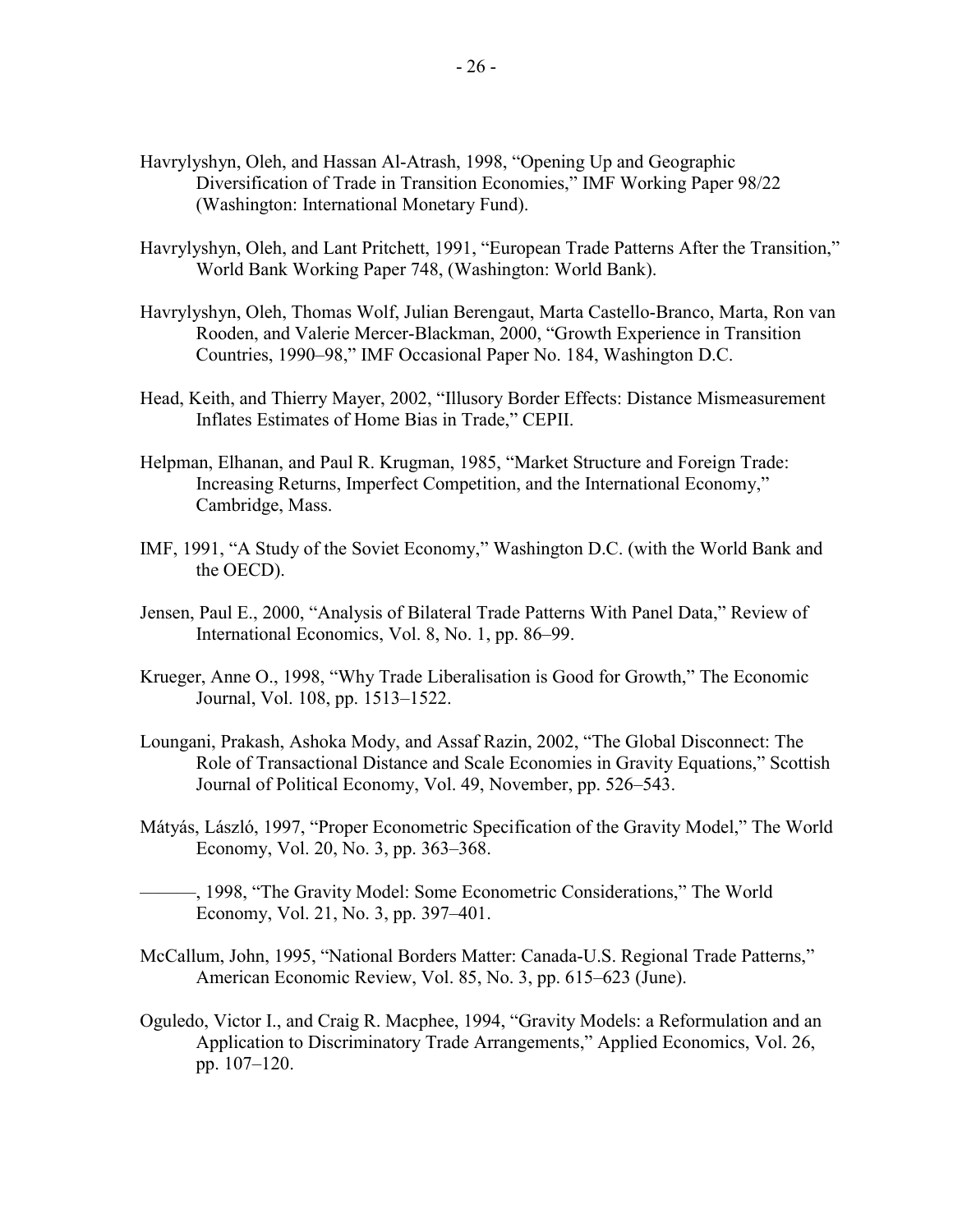Havrylyshyn, Oleh, and Hassan Al-Atrash, 1998, "Opening Up and Geographic Diversification of Trade in Transition Economies," IMF Working Paper 98/22 (Washington: International Monetary Fund).

Havrylyshyn, Oleh, and Lant Pritchett, 1991, "European Trade Patterns After the Transition," World Bank Working Paper 748, (Washington: World Bank).

Havrylyshyn, Oleh, Thomas Wolf, Julian Berengaut, Marta Castello-Branco, Marta, Ron van Rooden, and Valerie Mercer-Blackman, 2000, "Growth Experience in Transition Countries, 1990–98," IMF Occasional Paper No. 184, Washington D.C.

Head, Keith, and Thierry Mayer, 2002, "Illusory Border Effects: Distance Mismeasurement Inflates Estimates of Home Bias in Trade," CEPII.

Helpman, Elhanan, and Paul R. Krugman, 1985, "Market Structure and Foreign Trade: Increasing Returns, Imperfect Competition, and the International Economy," Cambridge, Mass.

IMF, 1991, "A Study of the Soviet Economy," Washington D.C. (with the World Bank and the OECD).

Jensen, Paul E., 2000, "Analysis of Bilateral Trade Patterns With Panel Data," Review of International Economics, Vol. 8, No. 1, pp. 86–99.

Krueger, Anne O., 1998, "Why Trade Liberalisation is Good for Growth," The Economic Journal, Vol. 108, pp. 1513–1522.

Loungani, Prakash, Ashoka Mody, and Assaf Razin, 2002, "The Global Disconnect: The Role of Transactional Distance and Scale Economies in Gravity Equations," Scottish Journal of Political Economy, Vol. 49, November, pp. 526–543.

Mátyás, László, 1997, "Proper Econometric Specification of the Gravity Model," The World Economy, Vol. 20, No. 3, pp. 363–368.

———, 1998, "The Gravity Model: Some Econometric Considerations," The World Economy, Vol. 21, No. 3, pp. 397–401.

McCallum, John, 1995, "National Borders Matter: Canada-U.S. Regional Trade Patterns," American Economic Review, Vol. 85, No. 3, pp. 615–623 (June).

Oguledo, Victor I., and Craig R. Macphee, 1994, "Gravity Models: a Reformulation and an Application to Discriminatory Trade Arrangements," Applied Economics, Vol. 26, pp. 107–120.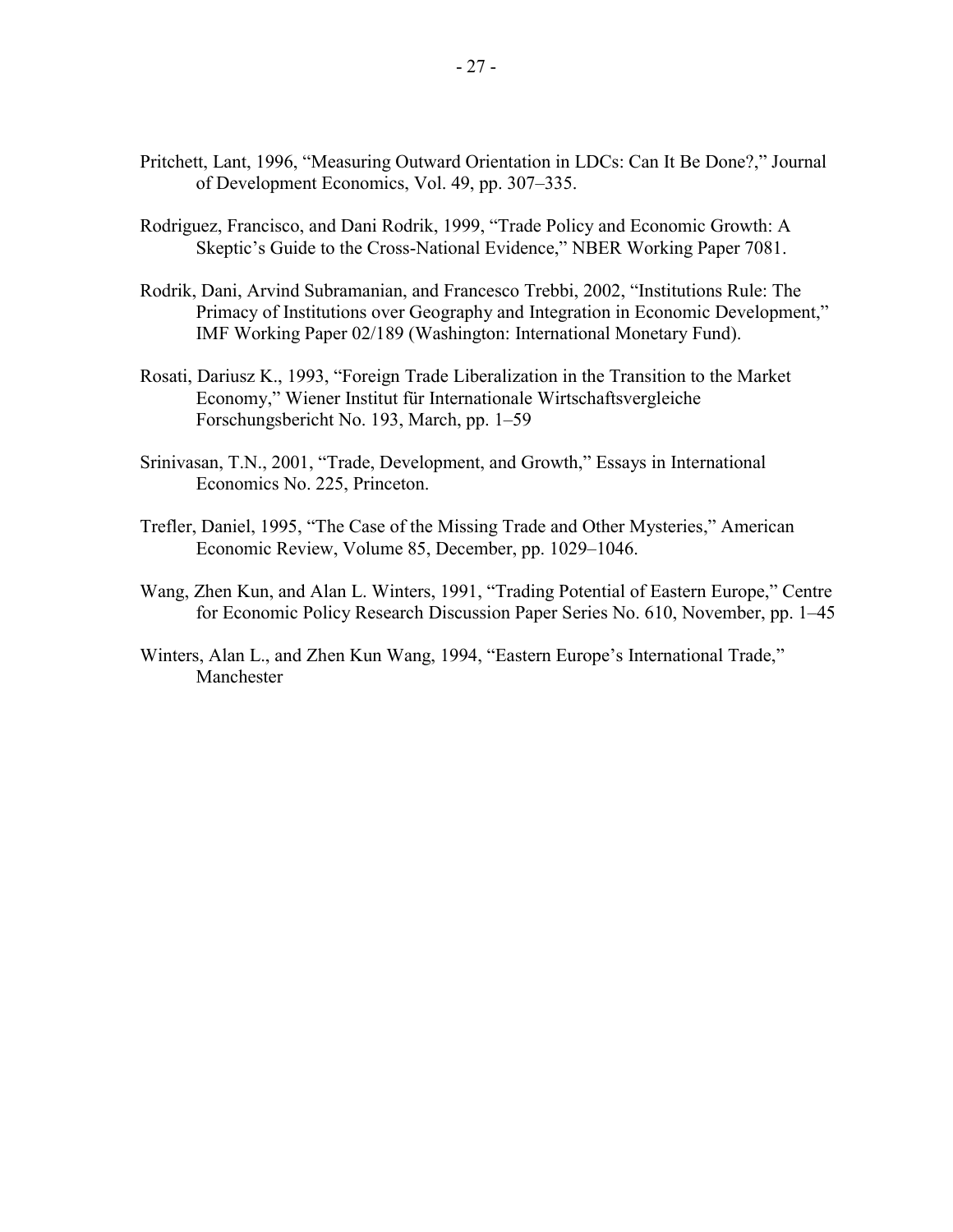Pritchett, Lant, 1996, "Measuring Outward Orientation in LDCs: Can It Be Done?," Journal of Development Economics, Vol. 49, pp. 307–335.

Rodriguez, Francisco, and Dani Rodrik, 1999, "Trade Policy and Economic Growth: A Skeptic's Guide to the Cross-National Evidence," NBER Working Paper 7081.

Rodrik, Dani, Arvind Subramanian, and Francesco Trebbi, 2002, "Institutions Rule: The Primacy of Institutions over Geography and Integration in Economic Development," IMF Working Paper 02/189 (Washington: International Monetary Fund).

Rosati, Dariusz K., 1993, "Foreign Trade Liberalization in the Transition to the Market Economy," Wiener Institut für Internationale Wirtschaftsvergleiche Forschungsbericht No. 193, March, pp. 1–59

Srinivasan, T.N., 2001, "Trade, Development, and Growth," Essays in International Economics No. 225, Princeton.

Trefler, Daniel, 1995, "The Case of the Missing Trade and Other Mysteries," American Economic Review, Volume 85, December, pp. 1029–1046.

Wang, Zhen Kun, and Alan L. Winters, 1991, "Trading Potential of Eastern Europe," Centre for Economic Policy Research Discussion Paper Series No. 610, November, pp. 1–45

Winters, Alan L., and Zhen Kun Wang, 1994, "Eastern Europe's International Trade," Manchester